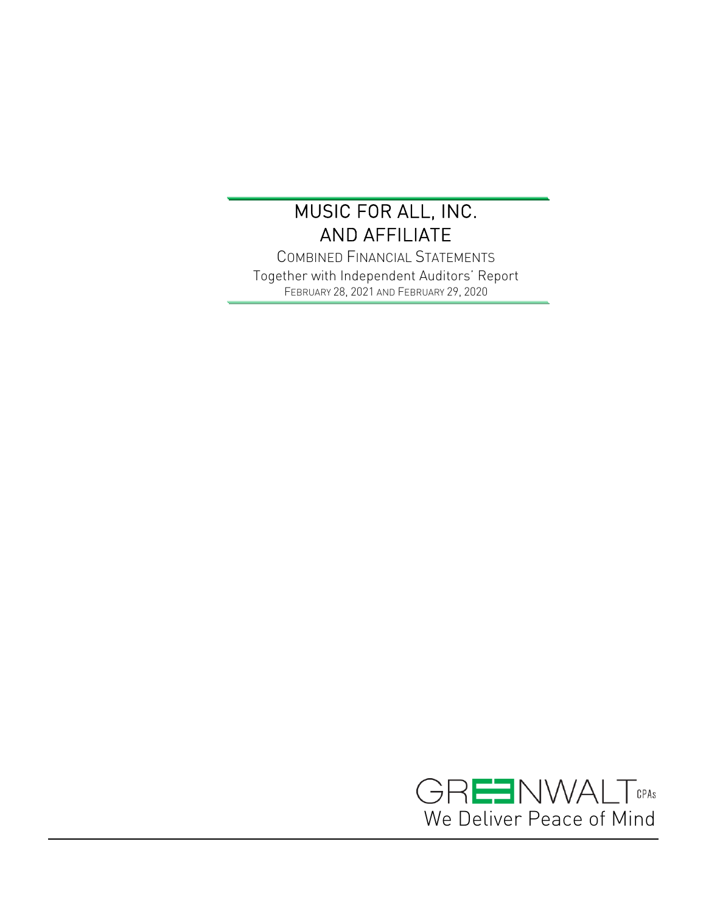# MUSIC FOR ALL, INC.
# AND AFFILIATE

COMBINED FINANCIAL STATEMENTS

Together with Independent Auditors' Report

FEBRUARY 28, 2021 AND FEBRUARY 29, 2020

GREENWALT CPAs

We Deliver Peace of Mind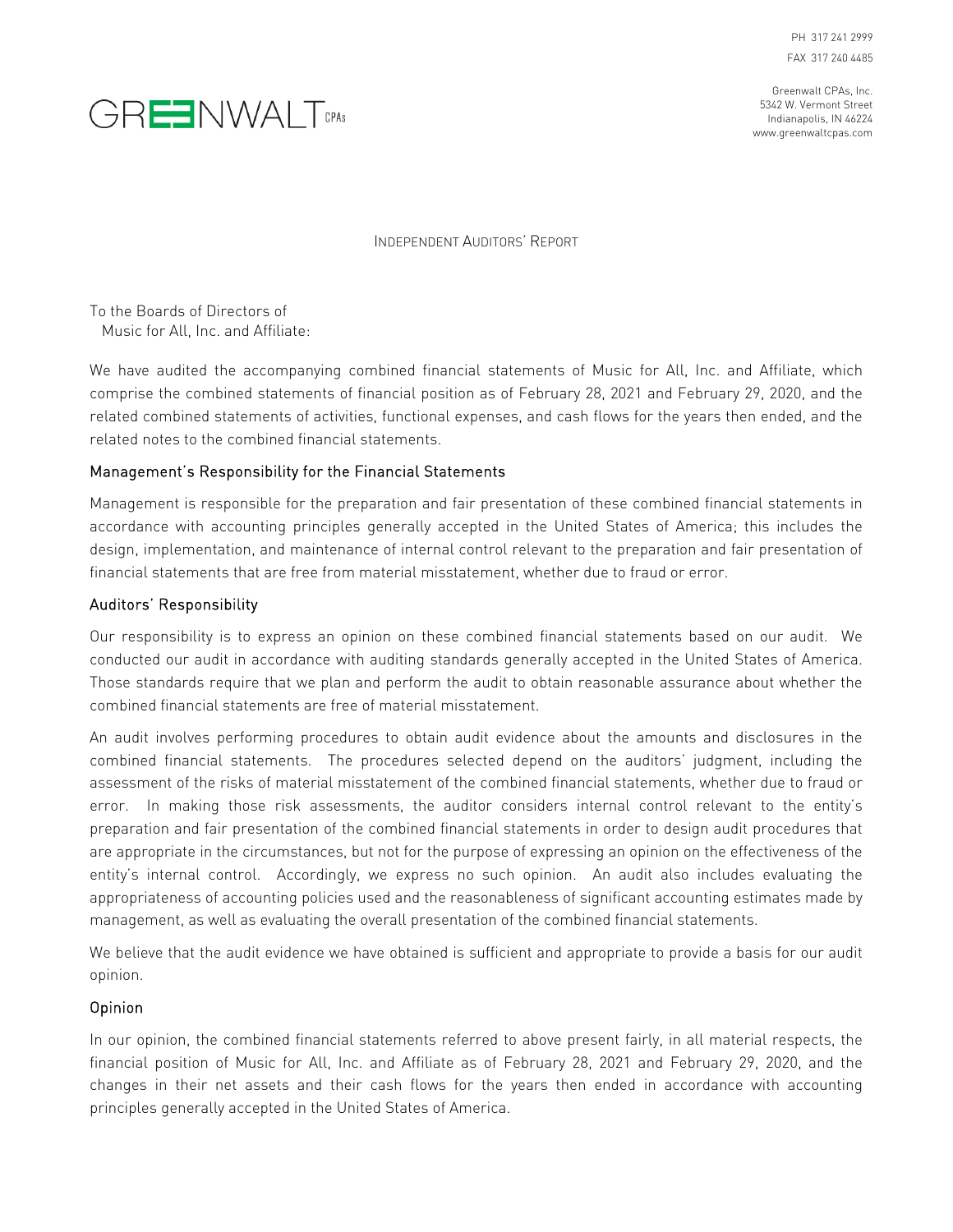PH 317 241 2999
FAX 317 240 4485

Greenwalt CPAs, Inc.
5342 W. Vermont Street
Indianapolis, IN 46224
www.greenwaltcpas.com

# INDEPENDENT AUDITORS' REPORT

To the Boards of Directors of
Music for All, Inc. and Affiliate:

We have audited the accompanying combined financial statements of Music for All, Inc. and Affiliate, which comprise the combined statements of financial position as of February 28, 2021 and February 29, 2020, and the related combined statements of activities, functional expenses, and cash flows for the years then ended, and the related notes to the combined financial statements.

## Management's Responsibility for the Financial Statements

Management is responsible for the preparation and fair presentation of these combined financial statements in accordance with accounting principles generally accepted in the United States of America; this includes the design, implementation, and maintenance of internal control relevant to the preparation and fair presentation of financial statements that are free from material misstatement, whether due to fraud or error.

## Auditors' Responsibility

Our responsibility is to express an opinion on these combined financial statements based on our audit. We conducted our audit in accordance with auditing standards generally accepted in the United States of America. Those standards require that we plan and perform the audit to obtain reasonable assurance about whether the combined financial statements are free of material misstatement.

An audit involves performing procedures to obtain audit evidence about the amounts and disclosures in the combined financial statements. The procedures selected depend on the auditors' judgment, including the assessment of the risks of material misstatement of the combined financial statements, whether due to fraud or error. In making those risk assessments, the auditor considers internal control relevant to the entity's preparation and fair presentation of the combined financial statements in order to design audit procedures that are appropriate in the circumstances, but not for the purpose of expressing an opinion on the effectiveness of the entity's internal control. Accordingly, we express no such opinion. An audit also includes evaluating the appropriateness of accounting policies used and the reasonableness of significant accounting estimates made by management, as well as evaluating the overall presentation of the combined financial statements.

We believe that the audit evidence we have obtained is sufficient and appropriate to provide a basis for our audit opinion.

## Opinion

In our opinion, the combined financial statements referred to above present fairly, in all material respects, the financial position of Music for All, Inc. and Affiliate as of February 28, 2021 and February 29, 2020, and the changes in their net assets and their cash flows for the years then ended in accordance with accounting principles generally accepted in the United States of America.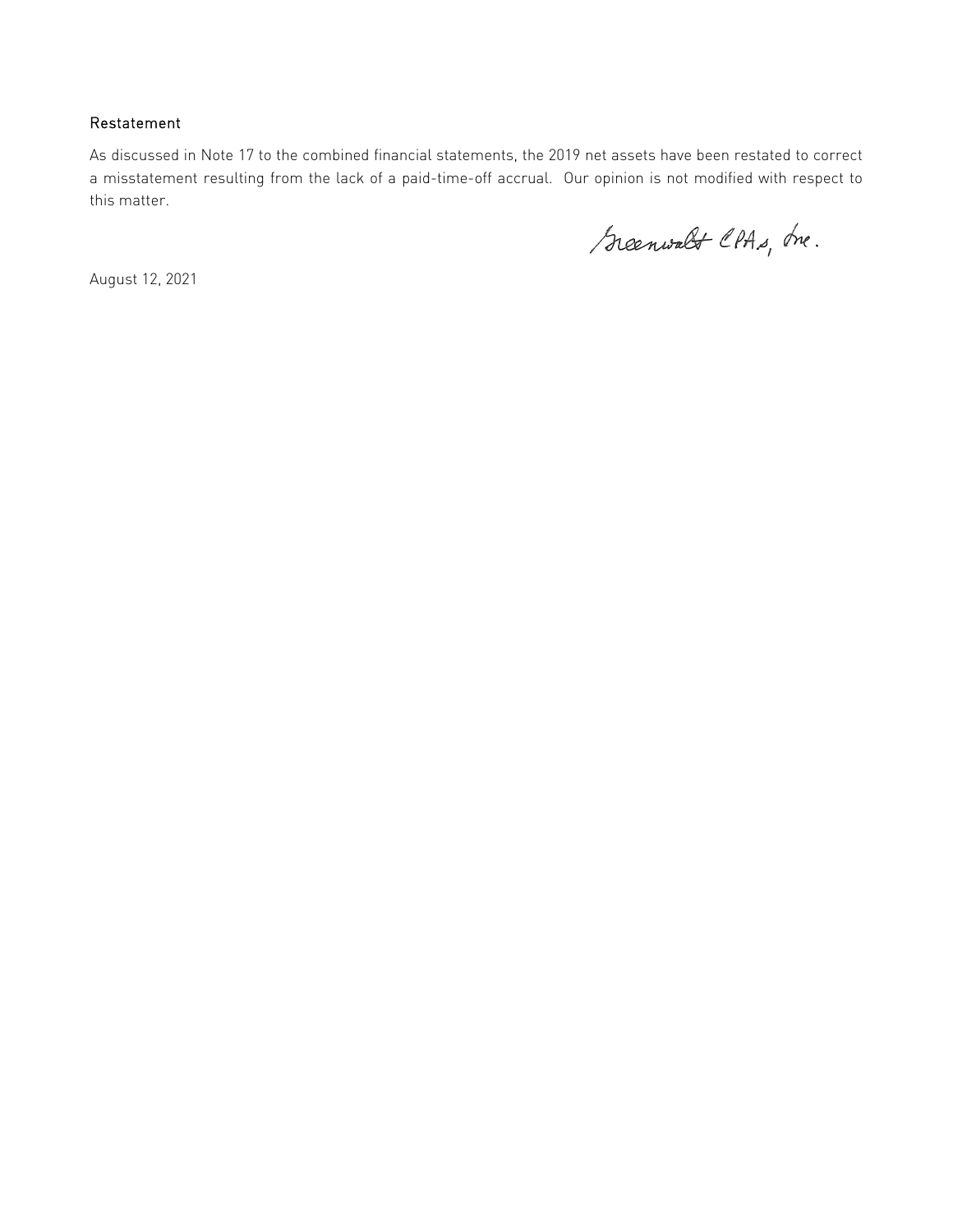### Restatement

As discussed in Note 17 to the combined financial statements, the 2019 net assets have been restated to correct a misstatement resulting from the lack of a paid-time-off accrual. Our opinion is not modified with respect to this matter.

Greenwalt CPAs, Inc.

August 12, 2021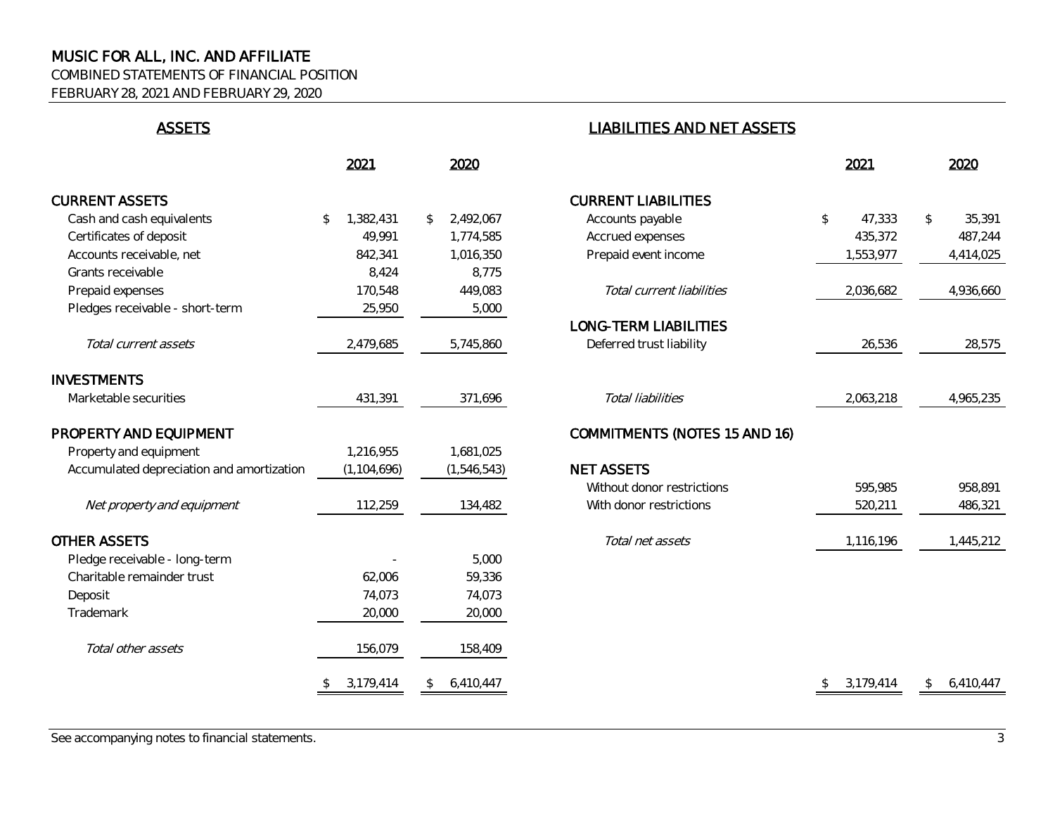# MUSIC FOR ALL, INC. AND AFFILIATE

COMBINED STATEMENTS OF FINANCIAL POSITION

FEBRUARY 28, 2021 AND FEBRUARY 29, 2020

## ASSETS

| | 2021 | 2020 |
|---|---|---|
| **CURRENT ASSETS** | | |
| Cash and cash equivalents | $ 1,382,431 | $ 2,492,067 |
| Certificates of deposit | 49,991 | 1,774,585 |
| Accounts receivable, net | 842,341 | 1,016,350 |
| Grants receivable | 8,424 | 8,775 |
| Prepaid expenses | 170,548 | 449,083 |
| Pledges receivable - short-term | 25,950 | 5,000 |
| *Total current assets* | 2,479,685 | 5,745,860 |
| **INVESTMENTS** | | |
| Marketable securities | 431,391 | 371,696 |
| **PROPERTY AND EQUIPMENT** | | |
| Property and equipment | 1,216,955 | 1,681,025 |
| Accumulated depreciation and amortization | (1,104,696) | (1,546,543) |
| *Net property and equipment* | 112,259 | 134,482 |
| **OTHER ASSETS** | | |
| Pledge receivable - long-term | - | 5,000 |
| Charitable remainder trust | 62,006 | 59,336 |
| Deposit | 74,073 | 74,073 |
| Trademark | 20,000 | 20,000 |
| *Total other assets* | 156,079 | 158,409 |
| | $ 3,179,414 | $ 6,410,447 |

## LIABILITIES AND NET ASSETS

| | 2021 | 2020 |
|---|---|---|
| **CURRENT LIABILITIES** | | |
| Accounts payable | $ 47,333 | $ 35,391 |
| Accrued expenses | 435,372 | 487,244 |
| Prepaid event income | 1,553,977 | 4,414,025 |
| *Total current liabilities* | 2,036,682 | 4,936,660 |
| **LONG-TERM LIABILITIES** | | |
| Deferred trust liability | 26,536 | 28,575 |
| *Total liabilities* | 2,063,218 | 4,965,235 |
| **COMMITMENTS (NOTES 15 AND 16)** | | |
| **NET ASSETS** | | |
| Without donor restrictions | 595,985 | 958,891 |
| With donor restrictions | 520,211 | 486,321 |
| *Total net assets* | 1,116,196 | 1,445,212 |
| | $ 3,179,414 | $ 6,410,447 |

See accompanying notes to financial statements.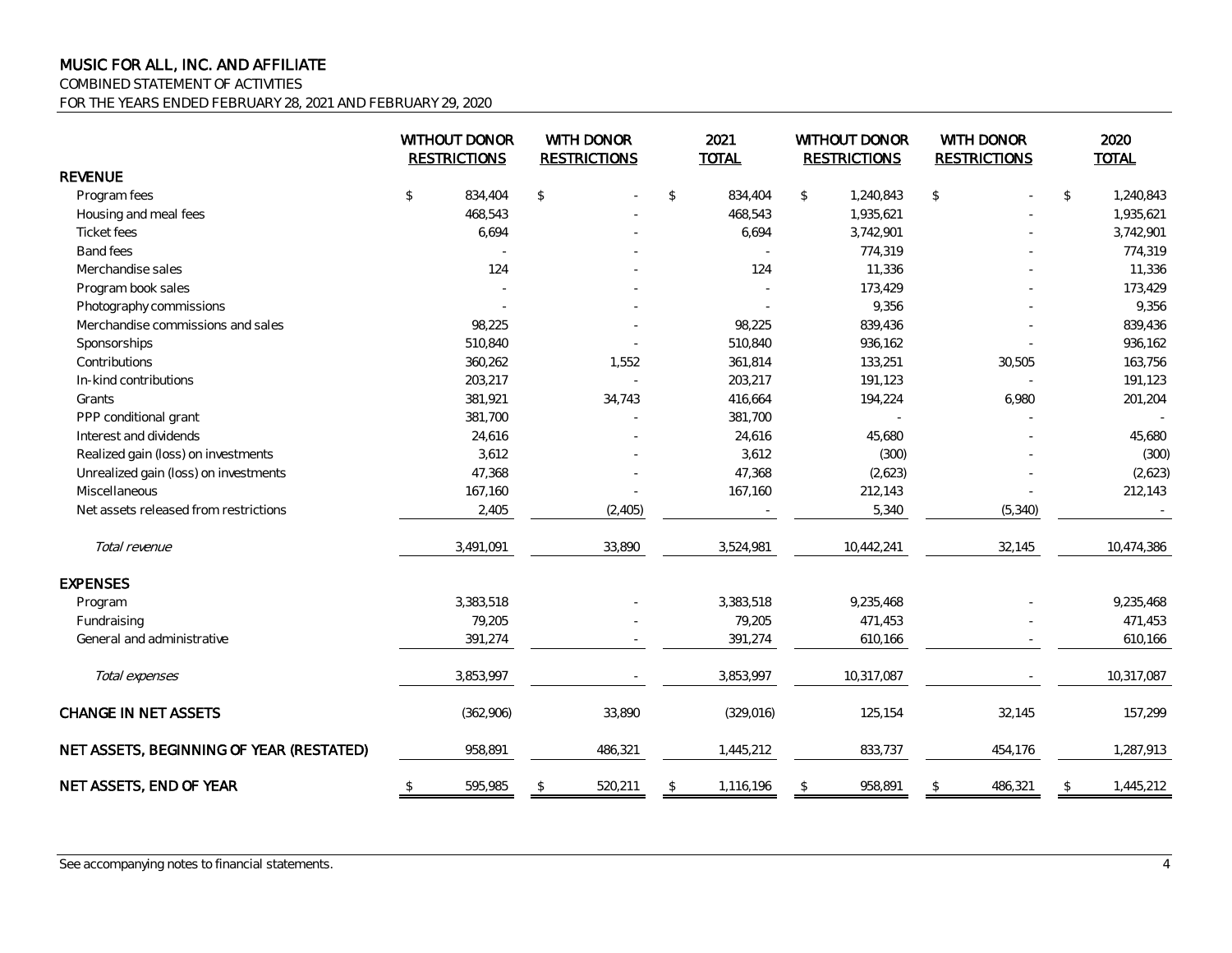# MUSIC FOR ALL, INC. AND AFFILIATE

COMBINED STATEMENT OF ACTIVITIES

FOR THE YEARS ENDED FEBRUARY 28, 2021 AND FEBRUARY 29, 2020

| | WITHOUT DONOR RESTRICTIONS | WITH DONOR RESTRICTIONS | 2021 TOTAL | WITHOUT DONOR RESTRICTIONS | WITH DONOR RESTRICTIONS | 2020 TOTAL |
|---|---|---|---|---|---|---|
| **REVENUE** | | | | | | |
| Program fees | $ 834,404 | $ - | $ 834,404 | $ 1,240,843 | $ - | $ 1,240,843 |
| Housing and meal fees | 468,543 | - | 468,543 | 1,935,621 | - | 1,935,621 |
| Ticket fees | 6,694 | - | 6,694 | 3,742,901 | - | 3,742,901 |
| Band fees | - | - | - | 774,319 | - | 774,319 |
| Merchandise sales | 124 | - | 124 | 11,336 | - | 11,336 |
| Program book sales | - | - | - | 173,429 | - | 173,429 |
| Photography commissions | - | - | - | 9,356 | - | 9,356 |
| Merchandise commissions and sales | 98,225 | - | 98,225 | 839,436 | - | 839,436 |
| Sponsorships | 510,840 | - | 510,840 | 936,162 | - | 936,162 |
| Contributions | 360,262 | 1,552 | 361,814 | 133,251 | 30,505 | 163,756 |
| In-kind contributions | 203,217 | - | 203,217 | 191,123 | - | 191,123 |
| Grants | 381,921 | 34,743 | 416,664 | 194,224 | 6,980 | 201,204 |
| PPP conditional grant | 381,700 | - | 381,700 | - | - | - |
| Interest and dividends | 24,616 | - | 24,616 | 45,680 | - | 45,680 |
| Realized gain (loss) on investments | 3,612 | - | 3,612 | (300) | - | (300) |
| Unrealized gain (loss) on investments | 47,368 | - | 47,368 | (2,623) | - | (2,623) |
| Miscellaneous | 167,160 | - | 167,160 | 212,143 | - | 212,143 |
| Net assets released from restrictions | 2,405 | (2,405) | - | 5,340 | (5,340) | - |
| *Total revenue* | 3,491,091 | 33,890 | 3,524,981 | 10,442,241 | 32,145 | 10,474,386 |
| **EXPENSES** | | | | | | |
| Program | 3,383,518 | - | 3,383,518 | 9,235,468 | - | 9,235,468 |
| Fundraising | 79,205 | - | 79,205 | 471,453 | - | 471,453 |
| General and administrative | 391,274 | - | 391,274 | 610,166 | - | 610,166 |
| *Total expenses* | 3,853,997 | - | 3,853,997 | 10,317,087 | - | 10,317,087 |
| **CHANGE IN NET ASSETS** | (362,906) | 33,890 | (329,016) | 125,154 | 32,145 | 157,299 |
| **NET ASSETS, BEGINNING OF YEAR (RESTATED)** | 958,891 | 486,321 | 1,445,212 | 833,737 | 454,176 | 1,287,913 |
| **NET ASSETS, END OF YEAR** | $ 595,985 | $ 520,211 | $ 1,116,196 | $ 958,891 | $ 486,321 | $ 1,445,212 |

See accompanying notes to financial statements.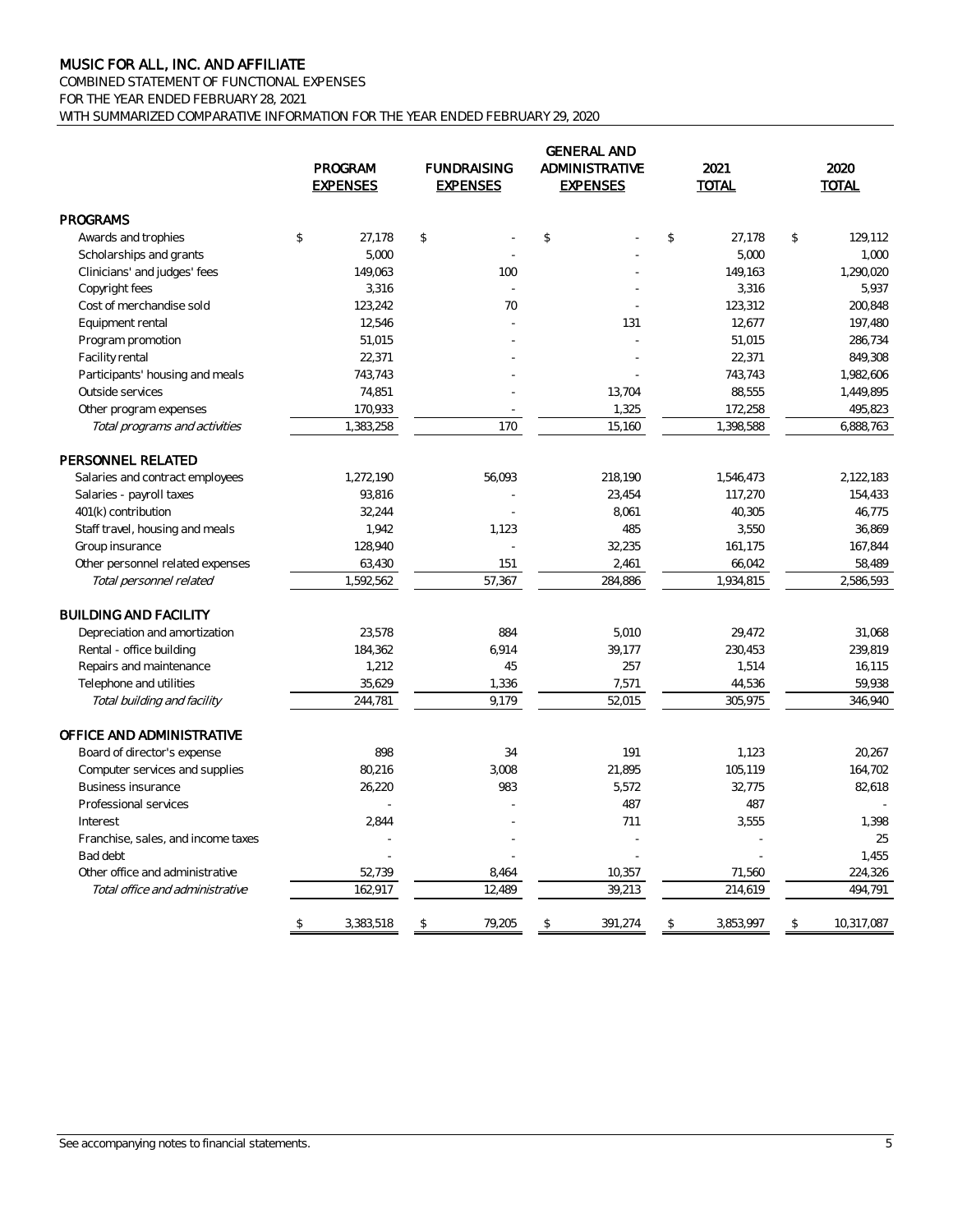# MUSIC FOR ALL, INC. AND AFFILIATE

COMBINED STATEMENT OF FUNCTIONAL EXPENSES
FOR THE YEAR ENDED FEBRUARY 28, 2021
WITH SUMMARIZED COMPARATIVE INFORMATION FOR THE YEAR ENDED FEBRUARY 29, 2020

| | PROGRAM EXPENSES | FUNDRAISING EXPENSES | GENERAL AND ADMINISTRATIVE EXPENSES | 2021 TOTAL | 2020 TOTAL |
|---|---|---|---|---|---|
| **PROGRAMS** | | | | | |
| Awards and trophies | $ 27,178 | $ - | $ - | $ 27,178 | $ 129,112 |
| Scholarships and grants | 5,000 | - | - | 5,000 | 1,000 |
| Clinicians' and judges' fees | 149,063 | 100 | - | 149,163 | 1,290,020 |
| Copyright fees | 3,316 | - | - | 3,316 | 5,937 |
| Cost of merchandise sold | 123,242 | 70 | - | 123,312 | 200,848 |
| Equipment rental | 12,546 | - | 131 | 12,677 | 197,480 |
| Program promotion | 51,015 | - | - | 51,015 | 286,734 |
| Facility rental | 22,371 | - | - | 22,371 | 849,308 |
| Participants' housing and meals | 743,743 | - | - | 743,743 | 1,982,606 |
| Outside services | 74,851 | - | 13,704 | 88,555 | 1,449,895 |
| Other program expenses | 170,933 | - | 1,325 | 172,258 | 495,823 |
| *Total programs and activities* | 1,383,258 | 170 | 15,160 | 1,398,588 | 6,888,763 |
| **PERSONNEL RELATED** | | | | | |
| Salaries and contract employees | 1,272,190 | 56,093 | 218,190 | 1,546,473 | 2,122,183 |
| Salaries - payroll taxes | 93,816 | - | 23,454 | 117,270 | 154,433 |
| 401(k) contribution | 32,244 | - | 8,061 | 40,305 | 46,775 |
| Staff travel, housing and meals | 1,942 | 1,123 | 485 | 3,550 | 36,869 |
| Group insurance | 128,940 | - | 32,235 | 161,175 | 167,844 |
| Other personnel related expenses | 63,430 | 151 | 2,461 | 66,042 | 58,489 |
| *Total personnel related* | 1,592,562 | 57,367 | 284,886 | 1,934,815 | 2,586,593 |
| **BUILDING AND FACILITY** | | | | | |
| Depreciation and amortization | 23,578 | 884 | 5,010 | 29,472 | 31,068 |
| Rental - office building | 184,362 | 6,914 | 39,177 | 230,453 | 239,819 |
| Repairs and maintenance | 1,212 | 45 | 257 | 1,514 | 16,115 |
| Telephone and utilities | 35,629 | 1,336 | 7,571 | 44,536 | 59,938 |
| *Total building and facility* | 244,781 | 9,179 | 52,015 | 305,975 | 346,940 |
| **OFFICE AND ADMINISTRATIVE** | | | | | |
| Board of director's expense | 898 | 34 | 191 | 1,123 | 20,267 |
| Computer services and supplies | 80,216 | 3,008 | 21,895 | 105,119 | 164,702 |
| Business insurance | 26,220 | 983 | 5,572 | 32,775 | 82,618 |
| Professional services | - | - | 487 | 487 | - |
| Interest | 2,844 | - | 711 | 3,555 | 1,398 |
| Franchise, sales, and income taxes | - | - | - | - | 25 |
| Bad debt | - | - | - | - | 1,455 |
| Other office and administrative | 52,739 | 8,464 | 10,357 | 71,560 | 224,326 |
| *Total office and administrative* | 162,917 | 12,489 | 39,213 | 214,619 | 494,791 |
| | $ 3,383,518 | $ 79,205 | $ 391,274 | $ 3,853,997 | $ 10,317,087 |

See accompanying notes to financial statements.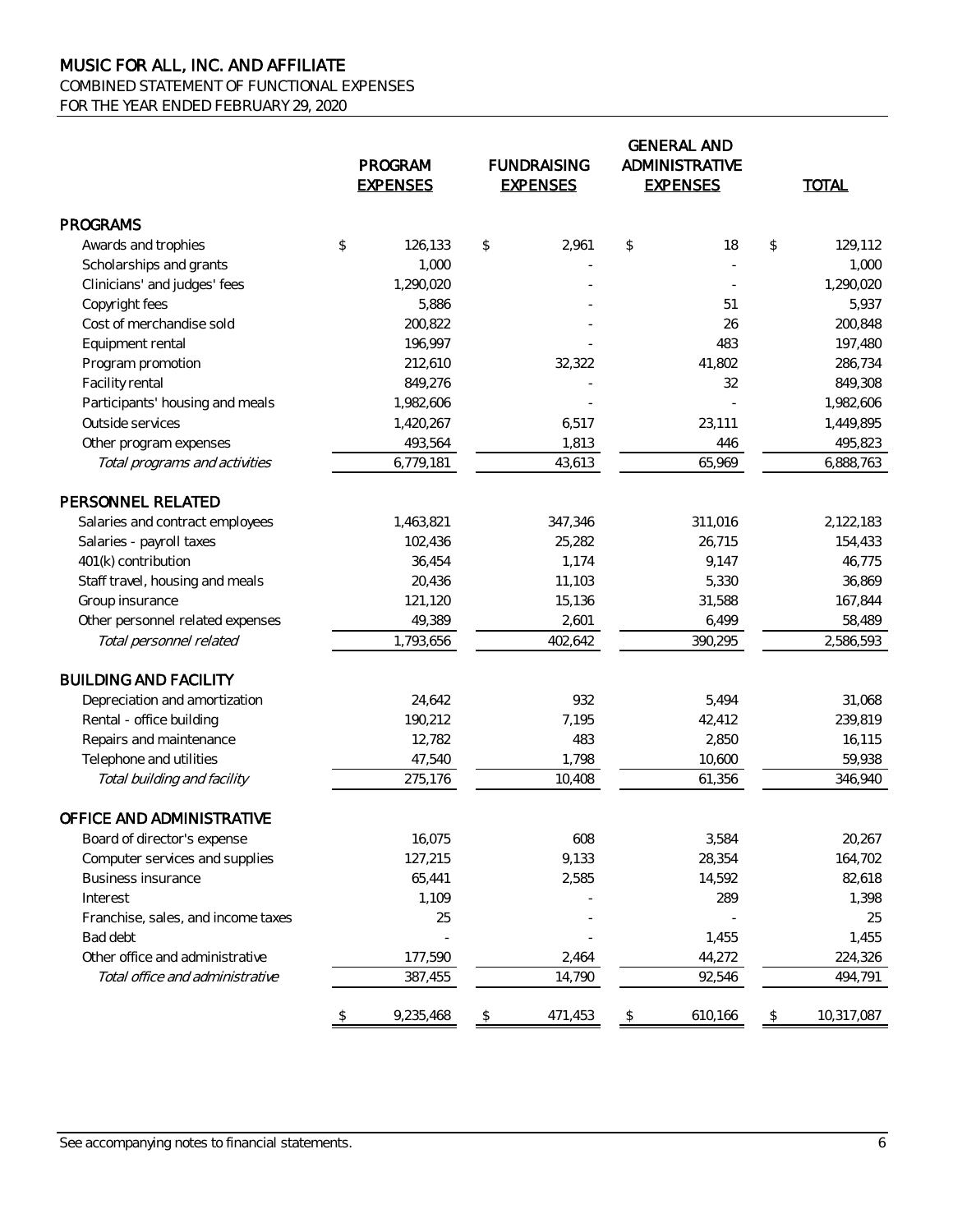# MUSIC FOR ALL, INC. AND AFFILIATE
COMBINED STATEMENT OF FUNCTIONAL EXPENSES
FOR THE YEAR ENDED FEBRUARY 29, 2020

| | PROGRAM EXPENSES | FUNDRAISING EXPENSES | GENERAL AND ADMINISTRATIVE EXPENSES | TOTAL |
|---|---|---|---|---|
| **PROGRAMS** | | | | |
| Awards and trophies | $ 126,133 | $ 2,961 | $ 18 | $ 129,112 |
| Scholarships and grants | 1,000 | - | - | 1,000 |
| Clinicians' and judges' fees | 1,290,020 | - | - | 1,290,020 |
| Copyright fees | 5,886 | - | 51 | 5,937 |
| Cost of merchandise sold | 200,822 | - | 26 | 200,848 |
| Equipment rental | 196,997 | - | 483 | 197,480 |
| Program promotion | 212,610 | 32,322 | 41,802 | 286,734 |
| Facility rental | 849,276 | - | 32 | 849,308 |
| Participants' housing and meals | 1,982,606 | - | - | 1,982,606 |
| Outside services | 1,420,267 | 6,517 | 23,111 | 1,449,895 |
| Other program expenses | 493,564 | 1,813 | 446 | 495,823 |
| *Total programs and activities* | 6,779,181 | 43,613 | 65,969 | 6,888,763 |
| **PERSONNEL RELATED** | | | | |
| Salaries and contract employees | 1,463,821 | 347,346 | 311,016 | 2,122,183 |
| Salaries - payroll taxes | 102,436 | 25,282 | 26,715 | 154,433 |
| 401(k) contribution | 36,454 | 1,174 | 9,147 | 46,775 |
| Staff travel, housing and meals | 20,436 | 11,103 | 5,330 | 36,869 |
| Group insurance | 121,120 | 15,136 | 31,588 | 167,844 |
| Other personnel related expenses | 49,389 | 2,601 | 6,499 | 58,489 |
| *Total personnel related* | 1,793,656 | 402,642 | 390,295 | 2,586,593 |
| **BUILDING AND FACILITY** | | | | |
| Depreciation and amortization | 24,642 | 932 | 5,494 | 31,068 |
| Rental - office building | 190,212 | 7,195 | 42,412 | 239,819 |
| Repairs and maintenance | 12,782 | 483 | 2,850 | 16,115 |
| Telephone and utilities | 47,540 | 1,798 | 10,600 | 59,938 |
| *Total building and facility* | 275,176 | 10,408 | 61,356 | 346,940 |
| **OFFICE AND ADMINISTRATIVE** | | | | |
| Board of director's expense | 16,075 | 608 | 3,584 | 20,267 |
| Computer services and supplies | 127,215 | 9,133 | 28,354 | 164,702 |
| Business insurance | 65,441 | 2,585 | 14,592 | 82,618 |
| Interest | 1,109 | - | 289 | 1,398 |
| Franchise, sales, and income taxes | 25 | - | - | 25 |
| Bad debt | - | - | 1,455 | 1,455 |
| Other office and administrative | 177,590 | 2,464 | 44,272 | 224,326 |
| *Total office and administrative* | 387,455 | 14,790 | 92,546 | 494,791 |
| | $ 9,235,468 | $ 471,453 | $ 610,166 | $ 10,317,087 |

See accompanying notes to financial statements.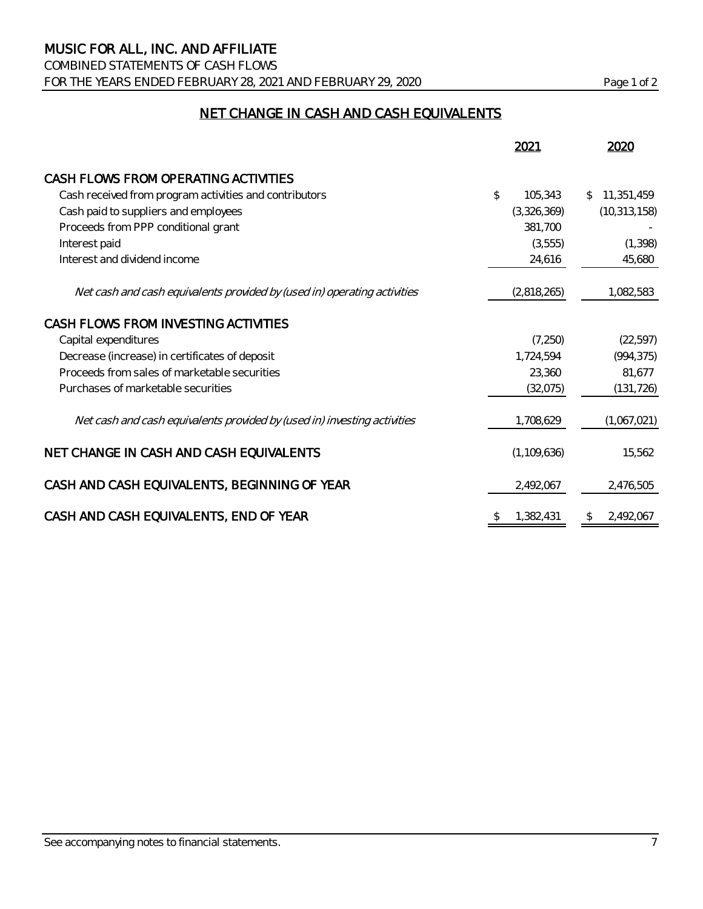# MUSIC FOR ALL, INC. AND AFFILIATE

COMBINED STATEMENTS OF CASH FLOWS

FOR THE YEARS ENDED FEBRUARY 28, 2021 AND FEBRUARY 29, 2020

## NET CHANGE IN CASH AND CASH EQUIVALENTS

| | 2021 | 2020 |
|---|---|---|
| **CASH FLOWS FROM OPERATING ACTIVITIES** | | |
| Cash received from program activities and contributors | $ 105,343 | $ 11,351,459 |
| Cash paid to suppliers and employees | (3,326,369) | (10,313,158) |
| Proceeds from PPP conditional grant | 381,700 | - |
| Interest paid | (3,555) | (1,398) |
| Interest and dividend income | 24,616 | 45,680 |
| *Net cash and cash equivalents provided by (used in) operating activities* | (2,818,265) | 1,082,583 |
| **CASH FLOWS FROM INVESTING ACTIVITIES** | | |
| Capital expenditures | (7,250) | (22,597) |
| Decrease (increase) in certificates of deposit | 1,724,594 | (994,375) |
| Proceeds from sales of marketable securities | 23,360 | 81,677 |
| Purchases of marketable securities | (32,075) | (131,726) |
| *Net cash and cash equivalents provided by (used in) investing activities* | 1,708,629 | (1,067,021) |
| NET CHANGE IN CASH AND CASH EQUIVALENTS | (1,109,636) | 15,562 |
| CASH AND CASH EQUIVALENTS, BEGINNING OF YEAR | 2,492,067 | 2,476,505 |
| CASH AND CASH EQUIVALENTS, END OF YEAR | $ 1,382,431 | $ 2,492,067 |

See accompanying notes to financial statements.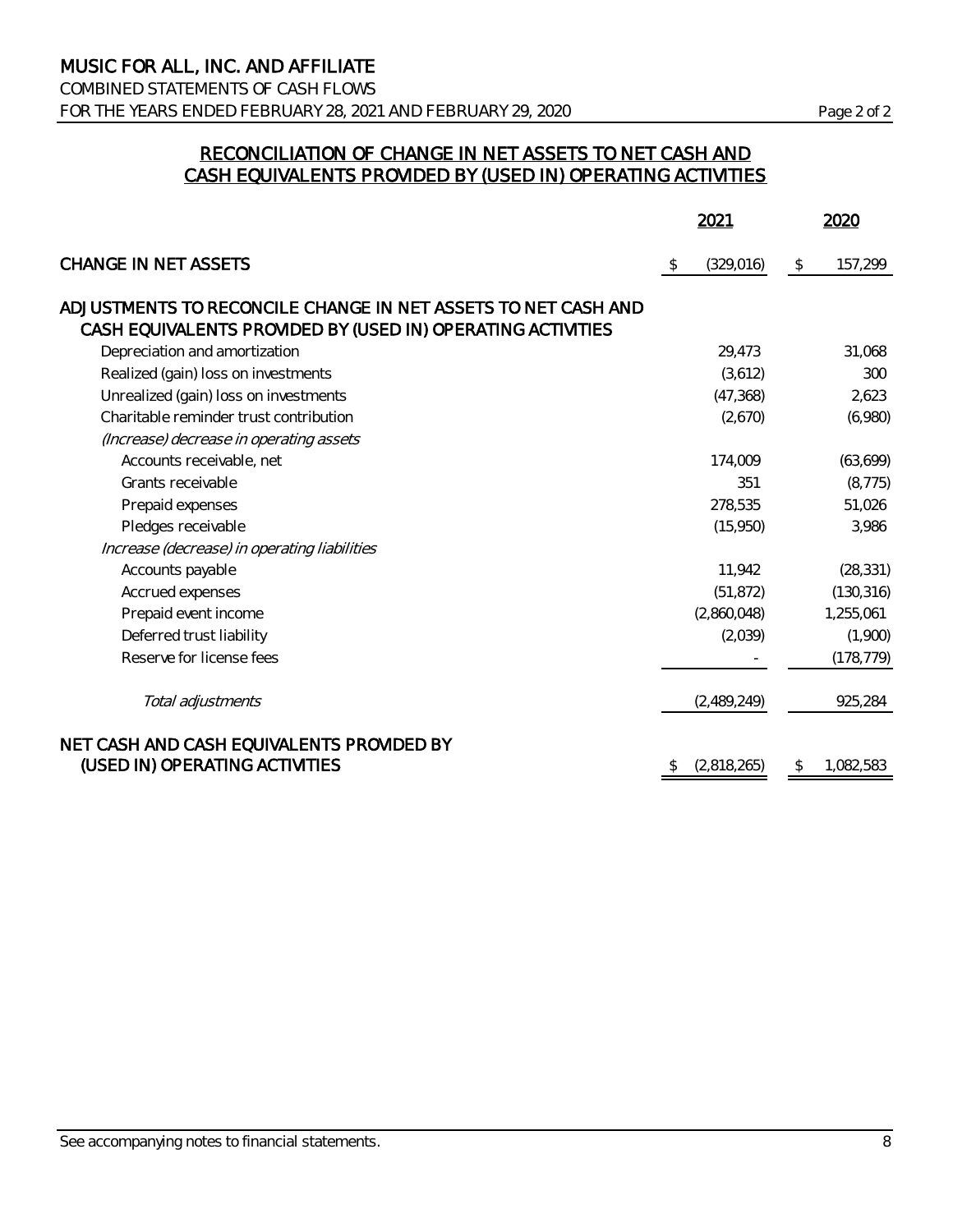# MUSIC FOR ALL, INC. AND AFFILIATE

COMBINED STATEMENTS OF CASH FLOWS

FOR THE YEARS ENDED FEBRUARY 28, 2021 AND FEBRUARY 29, 2020

## RECONCILIATION OF CHANGE IN NET ASSETS TO NET CASH AND CASH EQUIVALENTS PROVIDED BY (USED IN) OPERATING ACTIVITIES

| | 2021 | 2020 |
|---|---|---|
| **CHANGE IN NET ASSETS** | $ (329,016) | $ 157,299 |
| **ADJUSTMENTS TO RECONCILE CHANGE IN NET ASSETS TO NET CASH AND CASH EQUIVALENTS PROVIDED BY (USED IN) OPERATING ACTIVITIES** | | |
| Depreciation and amortization | 29,473 | 31,068 |
| Realized (gain) loss on investments | (3,612) | 300 |
| Unrealized (gain) loss on investments | (47,368) | 2,623 |
| Charitable reminder trust contribution | (2,670) | (6,980) |
| *(Increase) decrease in operating assets* | | |
| Accounts receivable, net | 174,009 | (63,699) |
| Grants receivable | 351 | (8,775) |
| Prepaid expenses | 278,535 | 51,026 |
| Pledges receivable | (15,950) | 3,986 |
| *Increase (decrease) in operating liabilities* | | |
| Accounts payable | 11,942 | (28,331) |
| Accrued expenses | (51,872) | (130,316) |
| Prepaid event income | (2,860,048) | 1,255,061 |
| Deferred trust liability | (2,039) | (1,900) |
| Reserve for license fees | - | (178,779) |
| *Total adjustments* | (2,489,249) | 925,284 |
| **NET CASH AND CASH EQUIVALENTS PROVIDED BY (USED IN) OPERATING ACTIVITIES** | $ (2,818,265) | $ 1,082,583 |

See accompanying notes to financial statements.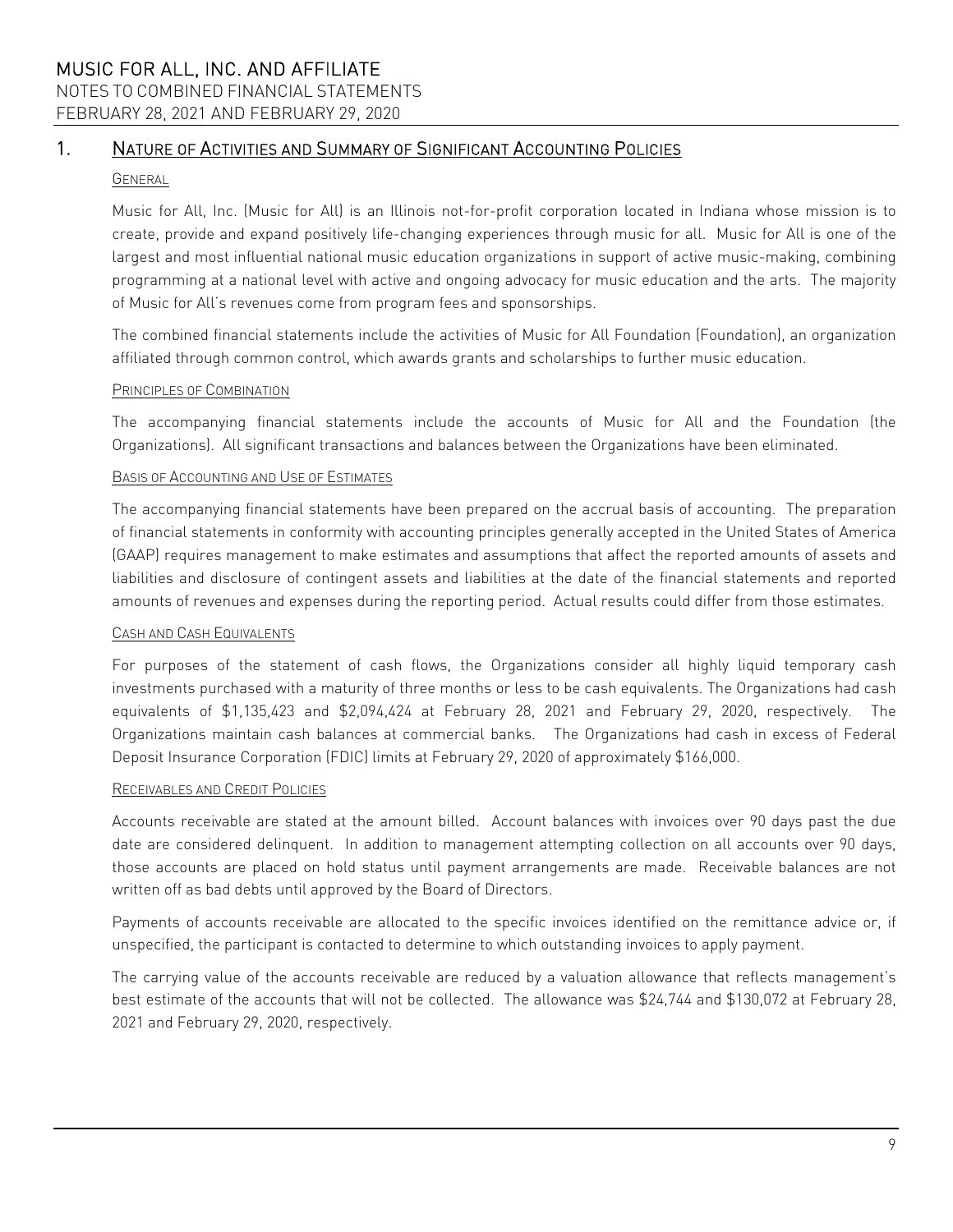# 1. NATURE OF ACTIVITIES AND SUMMARY OF SIGNIFICANT ACCOUNTING POLICIES

## GENERAL

Music for All, Inc. (Music for All) is an Illinois not-for-profit corporation located in Indiana whose mission is to create, provide and expand positively life-changing experiences through music for all. Music for All is one of the largest and most influential national music education organizations in support of active music-making, combining programming at a national level with active and ongoing advocacy for music education and the arts. The majority of Music for All's revenues come from program fees and sponsorships.

The combined financial statements include the activities of Music for All Foundation (Foundation), an organization affiliated through common control, which awards grants and scholarships to further music education.

## PRINCIPLES OF COMBINATION

The accompanying financial statements include the accounts of Music for All and the Foundation (the Organizations). All significant transactions and balances between the Organizations have been eliminated.

## BASIS OF ACCOUNTING AND USE OF ESTIMATES

The accompanying financial statements have been prepared on the accrual basis of accounting. The preparation of financial statements in conformity with accounting principles generally accepted in the United States of America (GAAP) requires management to make estimates and assumptions that affect the reported amounts of assets and liabilities and disclosure of contingent assets and liabilities at the date of the financial statements and reported amounts of revenues and expenses during the reporting period. Actual results could differ from those estimates.

## CASH AND CASH EQUIVALENTS

For purposes of the statement of cash flows, the Organizations consider all highly liquid temporary cash investments purchased with a maturity of three months or less to be cash equivalents. The Organizations had cash equivalents of $1,135,423 and $2,094,424 at February 28, 2021 and February 29, 2020, respectively. The Organizations maintain cash balances at commercial banks. The Organizations had cash in excess of Federal Deposit Insurance Corporation (FDIC) limits at February 29, 2020 of approximately $166,000.

## RECEIVABLES AND CREDIT POLICIES

Accounts receivable are stated at the amount billed. Account balances with invoices over 90 days past the due date are considered delinquent. In addition to management attempting collection on all accounts over 90 days, those accounts are placed on hold status until payment arrangements are made. Receivable balances are not written off as bad debts until approved by the Board of Directors.

Payments of accounts receivable are allocated to the specific invoices identified on the remittance advice or, if unspecified, the participant is contacted to determine to which outstanding invoices to apply payment.

The carrying value of the accounts receivable are reduced by a valuation allowance that reflects management's best estimate of the accounts that will not be collected. The allowance was $24,744 and $130,072 at February 28, 2021 and February 29, 2020, respectively.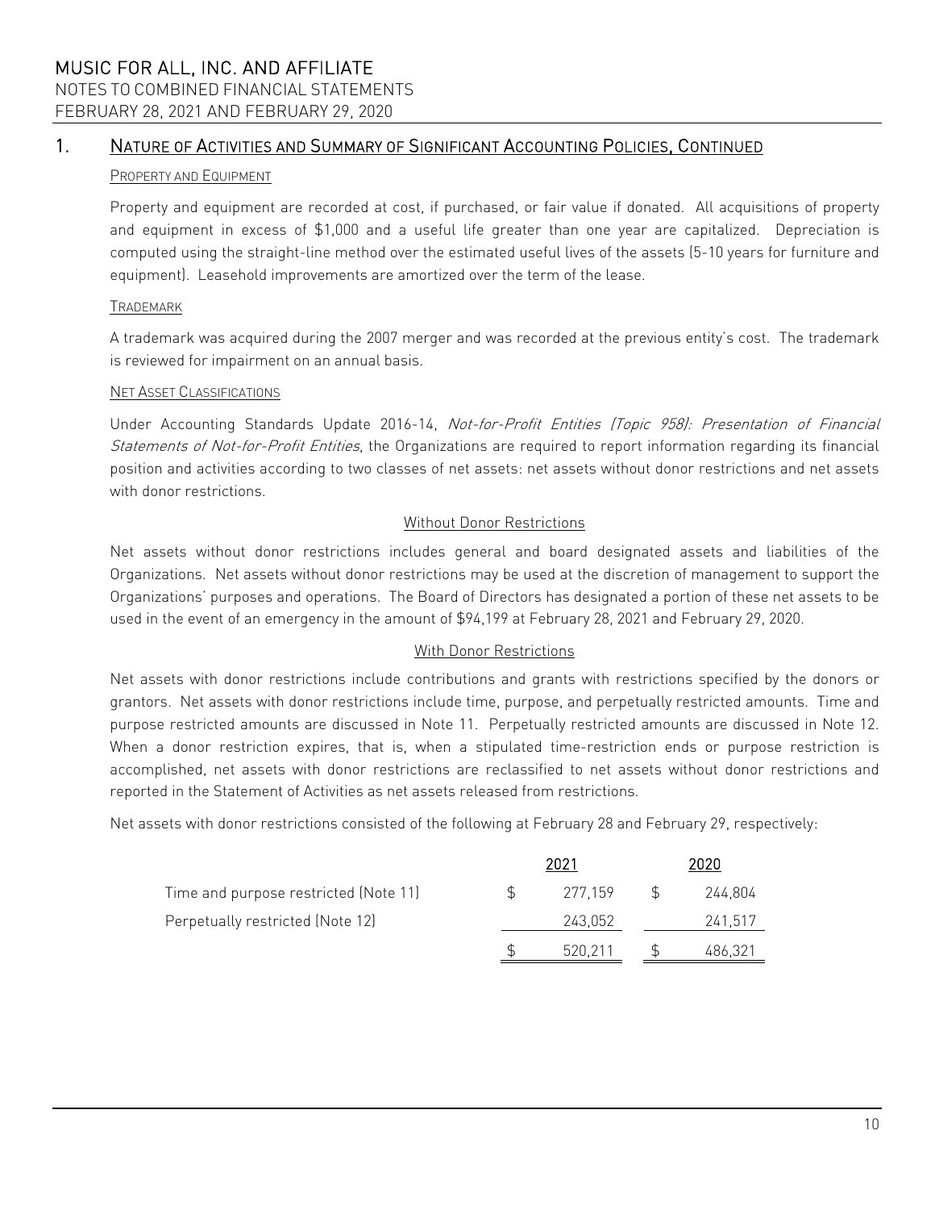## 1. Nature of Activities and Summary of Significant Accounting Policies, Continued

### Property and Equipment

Property and equipment are recorded at cost, if purchased, or fair value if donated. All acquisitions of property and equipment in excess of $1,000 and a useful life greater than one year are capitalized. Depreciation is computed using the straight-line method over the estimated useful lives of the assets (5-10 years for furniture and equipment). Leasehold improvements are amortized over the term of the lease.

### Trademark

A trademark was acquired during the 2007 merger and was recorded at the previous entity's cost. The trademark is reviewed for impairment on an annual basis.

### Net Asset Classifications

Under Accounting Standards Update 2016-14, *Not-for-Profit Entities (Topic 958): Presentation of Financial Statements of Not-for-Profit Entities*, the Organizations are required to report information regarding its financial position and activities according to two classes of net assets: net assets without donor restrictions and net assets with donor restrictions.

#### Without Donor Restrictions

Net assets without donor restrictions includes general and board designated assets and liabilities of the Organizations. Net assets without donor restrictions may be used at the discretion of management to support the Organizations' purposes and operations. The Board of Directors has designated a portion of these net assets to be used in the event of an emergency in the amount of $94,199 at February 28, 2021 and February 29, 2020.

#### With Donor Restrictions

Net assets with donor restrictions include contributions and grants with restrictions specified by the donors or grantors. Net assets with donor restrictions include time, purpose, and perpetually restricted amounts. Time and purpose restricted amounts are discussed in Note 11. Perpetually restricted amounts are discussed in Note 12. When a donor restriction expires, that is, when a stipulated time-restriction ends or purpose restriction is accomplished, net assets with donor restrictions are reclassified to net assets without donor restrictions and reported in the Statement of Activities as net assets released from restrictions.

Net assets with donor restrictions consisted of the following at February 28 and February 29, respectively:

| | 2021 | 2020 |
|---|---|---|
| Time and purpose restricted (Note 11) | $ 277,159 | $ 244,804 |
| Perpetually restricted (Note 12) | 243,052 | 241,517 |
| | $ 520,211 | $ 486,321 |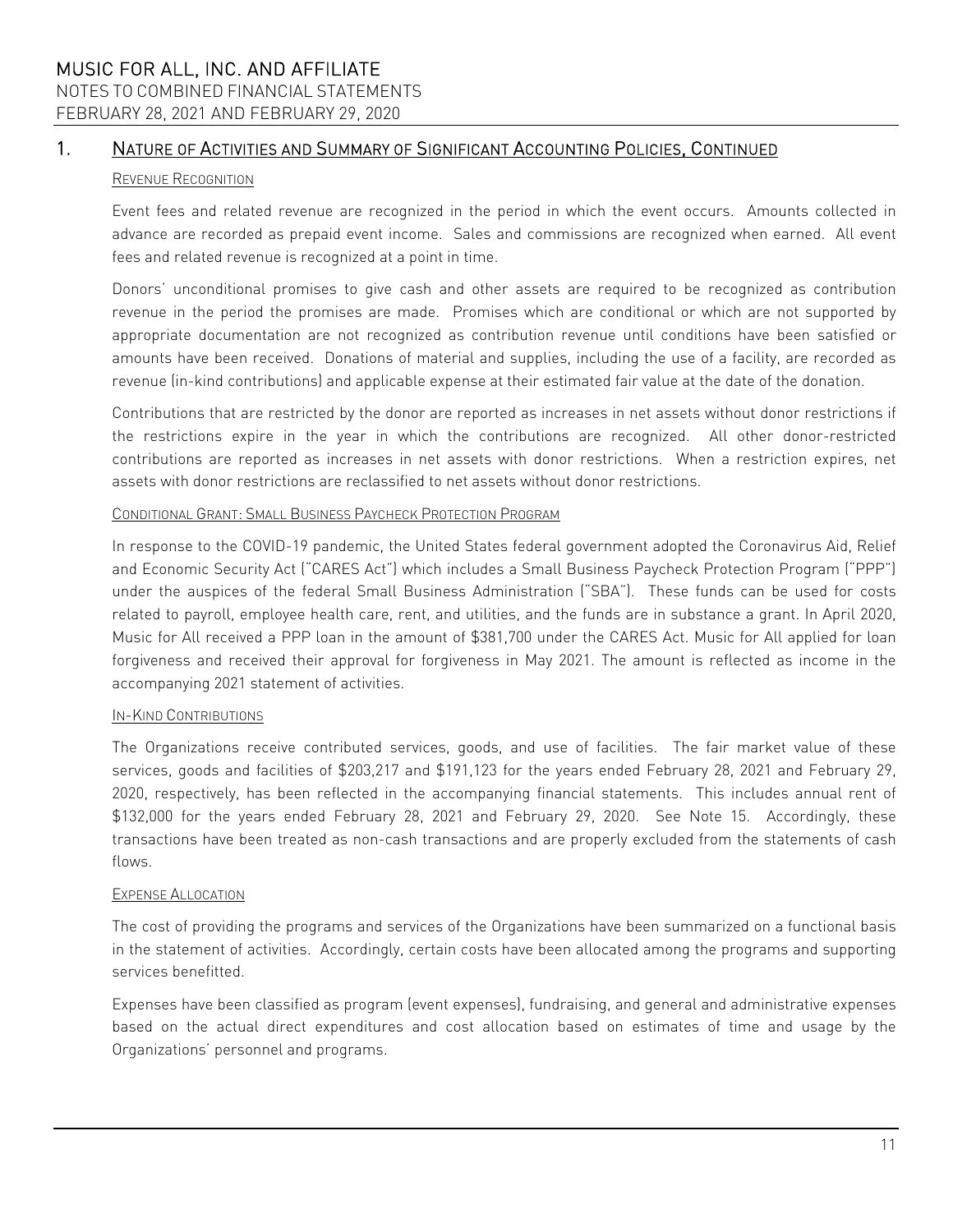## 1. Nature of Activities and Summary of Significant Accounting Policies, Continued

### Revenue Recognition

Event fees and related revenue are recognized in the period in which the event occurs. Amounts collected in advance are recorded as prepaid event income. Sales and commissions are recognized when earned. All event fees and related revenue is recognized at a point in time.

Donors' unconditional promises to give cash and other assets are required to be recognized as contribution revenue in the period the promises are made. Promises which are conditional or which are not supported by appropriate documentation are not recognized as contribution revenue until conditions have been satisfied or amounts have been received. Donations of material and supplies, including the use of a facility, are recorded as revenue (in-kind contributions) and applicable expense at their estimated fair value at the date of the donation.

Contributions that are restricted by the donor are reported as increases in net assets without donor restrictions if the restrictions expire in the year in which the contributions are recognized. All other donor-restricted contributions are reported as increases in net assets with donor restrictions. When a restriction expires, net assets with donor restrictions are reclassified to net assets without donor restrictions.

### Conditional Grant: Small Business Paycheck Protection Program

In response to the COVID-19 pandemic, the United States federal government adopted the Coronavirus Aid, Relief and Economic Security Act ("CARES Act") which includes a Small Business Paycheck Protection Program ("PPP") under the auspices of the federal Small Business Administration ("SBA"). These funds can be used for costs related to payroll, employee health care, rent, and utilities, and the funds are in substance a grant. In April 2020, Music for All received a PPP loan in the amount of $381,700 under the CARES Act. Music for All applied for loan forgiveness and received their approval for forgiveness in May 2021. The amount is reflected as income in the accompanying 2021 statement of activities.

### In-Kind Contributions

The Organizations receive contributed services, goods, and use of facilities. The fair market value of these services, goods and facilities of $203,217 and $191,123 for the years ended February 28, 2021 and February 29, 2020, respectively, has been reflected in the accompanying financial statements. This includes annual rent of $132,000 for the years ended February 28, 2021 and February 29, 2020. See Note 15. Accordingly, these transactions have been treated as non-cash transactions and are properly excluded from the statements of cash flows.

### Expense Allocation

The cost of providing the programs and services of the Organizations have been summarized on a functional basis in the statement of activities. Accordingly, certain costs have been allocated among the programs and supporting services benefitted.

Expenses have been classified as program (event expenses), fundraising, and general and administrative expenses based on the actual direct expenditures and cost allocation based on estimates of time and usage by the Organizations' personnel and programs.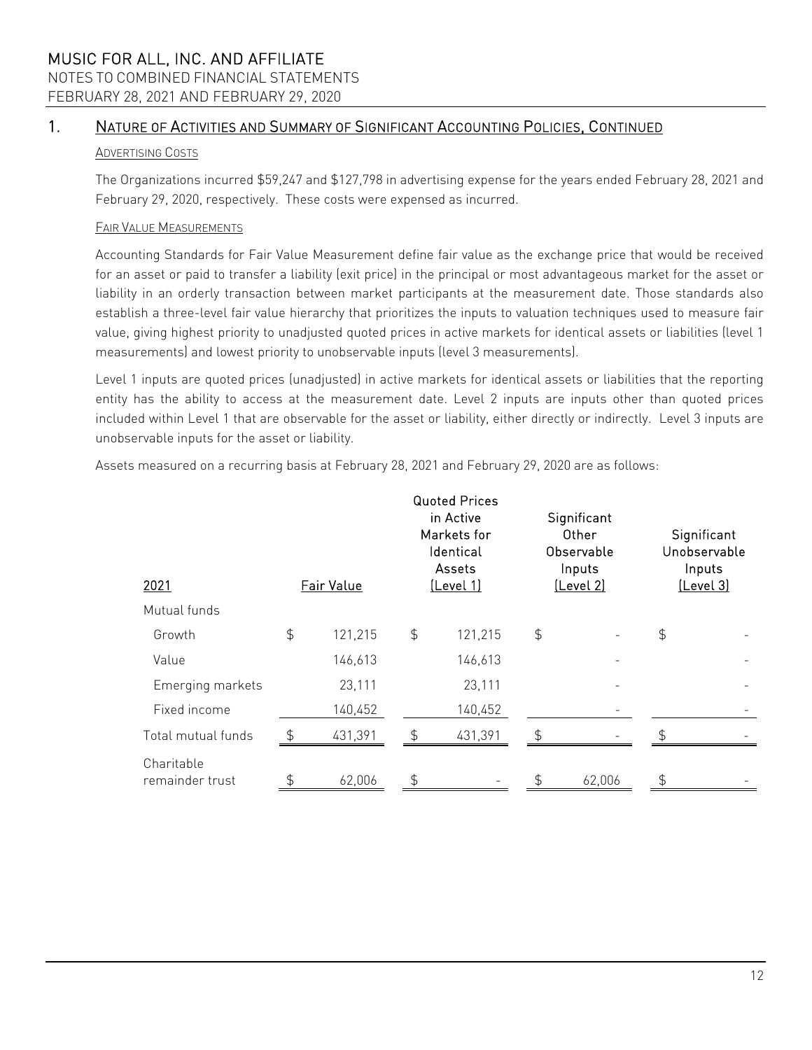MUSIC FOR ALL, INC. AND AFFILIATE
NOTES TO COMBINED FINANCIAL STATEMENTS
FEBRUARY 28, 2021 AND FEBRUARY 29, 2020

## 1. NATURE OF ACTIVITIES AND SUMMARY OF SIGNIFICANT ACCOUNTING POLICIES, CONTINUED

### ADVERTISING COSTS

The Organizations incurred $59,247 and $127,798 in advertising expense for the years ended February 28, 2021 and February 29, 2020, respectively. These costs were expensed as incurred.

### FAIR VALUE MEASUREMENTS

Accounting Standards for Fair Value Measurement define fair value as the exchange price that would be received for an asset or paid to transfer a liability (exit price) in the principal or most advantageous market for the asset or liability in an orderly transaction between market participants at the measurement date. Those standards also establish a three-level fair value hierarchy that prioritizes the inputs to valuation techniques used to measure fair value, giving highest priority to unadjusted quoted prices in active markets for identical assets or liabilities (level 1 measurements) and lowest priority to unobservable inputs (level 3 measurements).

Level 1 inputs are quoted prices (unadjusted) in active markets for identical assets or liabilities that the reporting entity has the ability to access at the measurement date. Level 2 inputs are inputs other than quoted prices included within Level 1 that are observable for the asset or liability, either directly or indirectly. Level 3 inputs are unobservable inputs for the asset or liability.

Assets measured on a recurring basis at February 28, 2021 and February 29, 2020 are as follows:

| 2021 | Fair Value | Quoted Prices in Active Markets for Identical Assets (Level 1) | Significant Other Observable Inputs (Level 2) | Significant Unobservable Inputs (Level 3) |
|---|---|---|---|---|
| Mutual funds | | | | |
| Growth | $ 121,215 | $ 121,215 | $ - | $ - |
| Value | 146,613 | 146,613 | - | - |
| Emerging markets | 23,111 | 23,111 | - | - |
| Fixed income | 140,452 | 140,452 | - | - |
| Total mutual funds | $ 431,391 | $ 431,391 | $ - | $ - |
| Charitable remainder trust | $ 62,006 | $ - | $ 62,006 | $ - |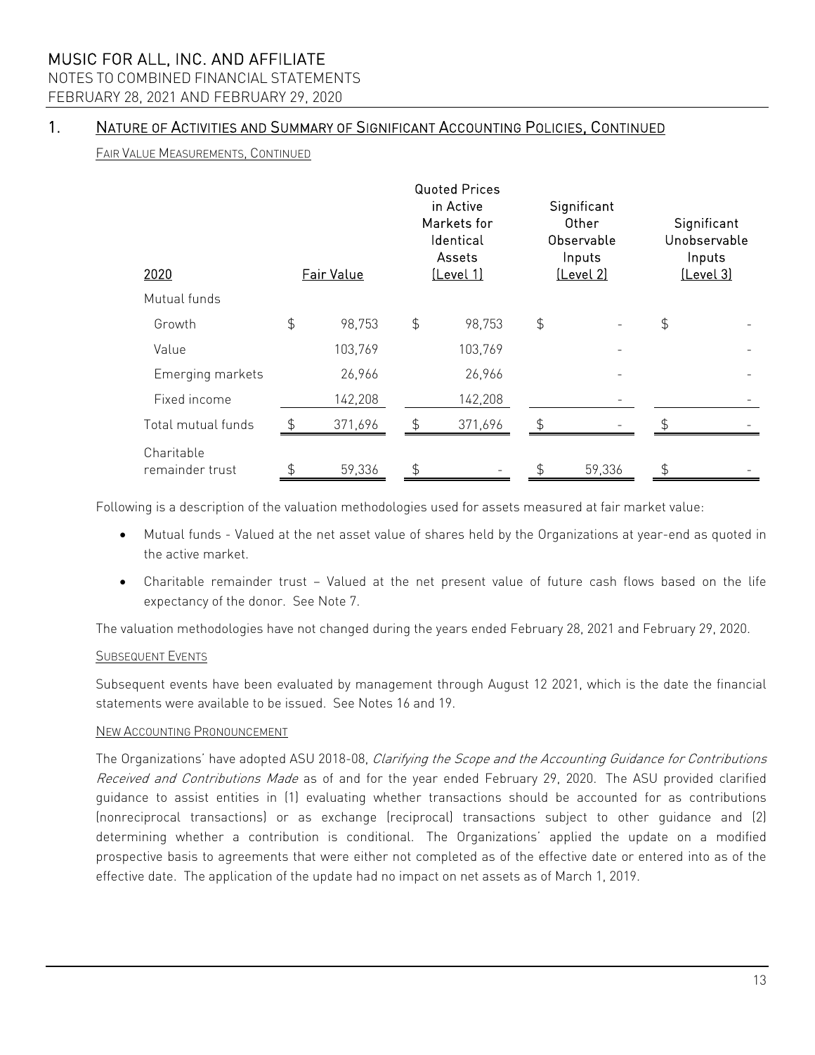## 1. Nature of Activities and Summary of Significant Accounting Policies, Continued

Fair Value Measurements, Continued

| 2020 | Fair Value | Quoted Prices in Active Markets for Identical Assets (Level 1) | Significant Other Observable Inputs (Level 2) | Significant Unobservable Inputs (Level 3) |
|---|---|---|---|---|
| Mutual funds | | | | |
| Growth | $ 98,753 | $ 98,753 | $ - | $ - |
| Value | 103,769 | 103,769 | - | - |
| Emerging markets | 26,966 | 26,966 | - | - |
| Fixed income | 142,208 | 142,208 | - | - |
| Total mutual funds | $ 371,696 | $ 371,696 | $ - | $ - |
| Charitable remainder trust | $ 59,336 | $ - | $ 59,336 | $ - |

Following is a description of the valuation methodologies used for assets measured at fair market value:

- Mutual funds - Valued at the net asset value of shares held by the Organizations at year-end as quoted in the active market.
- Charitable remainder trust – Valued at the net present value of future cash flows based on the life expectancy of the donor. See Note 7.

The valuation methodologies have not changed during the years ended February 28, 2021 and February 29, 2020.

Subsequent Events

Subsequent events have been evaluated by management through August 12 2021, which is the date the financial statements were available to be issued. See Notes 16 and 19.

New Accounting Pronouncement

The Organizations' have adopted ASU 2018-08, *Clarifying the Scope and the Accounting Guidance for Contributions Received and Contributions Made* as of and for the year ended February 29, 2020. The ASU provided clarified guidance to assist entities in (1) evaluating whether transactions should be accounted for as contributions (nonreciprocal transactions) or as exchange (reciprocal) transactions subject to other guidance and (2) determining whether a contribution is conditional. The Organizations' applied the update on a modified prospective basis to agreements that were either not completed as of the effective date or entered into as of the effective date. The application of the update had no impact on net assets as of March 1, 2019.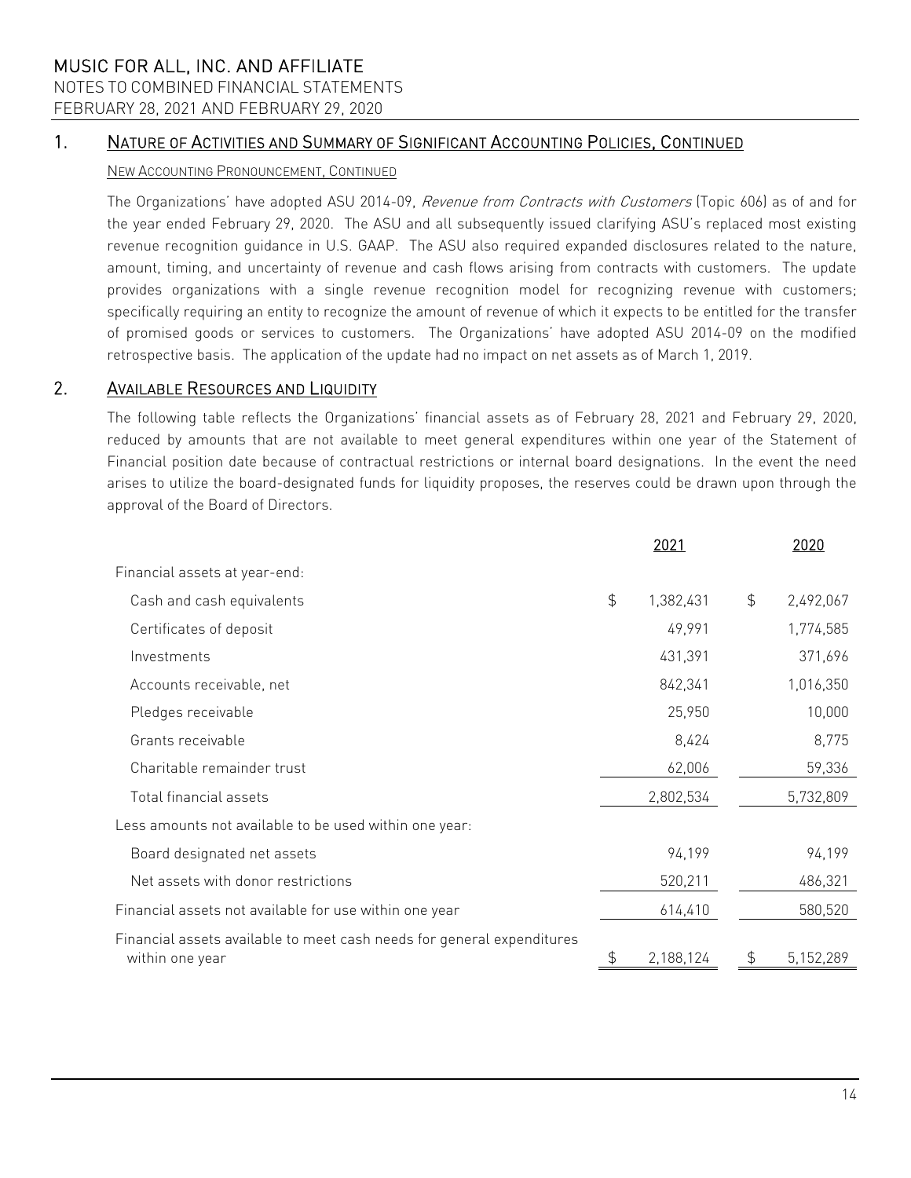## 1. Nature of Activities and Summary of Significant Accounting Policies, Continued

### New Accounting Pronouncement, Continued

The Organizations' have adopted ASU 2014-09, *Revenue from Contracts with Customers* (Topic 606) as of and for the year ended February 29, 2020. The ASU and all subsequently issued clarifying ASU's replaced most existing revenue recognition guidance in U.S. GAAP. The ASU also required expanded disclosures related to the nature, amount, timing, and uncertainty of revenue and cash flows arising from contracts with customers. The update provides organizations with a single revenue recognition model for recognizing revenue with customers; specifically requiring an entity to recognize the amount of revenue of which it expects to be entitled for the transfer of promised goods or services to customers. The Organizations' have adopted ASU 2014-09 on the modified retrospective basis. The application of the update had no impact on net assets as of March 1, 2019.

## 2. Available Resources and Liquidity

The following table reflects the Organizations' financial assets as of February 28, 2021 and February 29, 2020, reduced by amounts that are not available to meet general expenditures within one year of the Statement of Financial position date because of contractual restrictions or internal board designations. In the event the need arises to utilize the board-designated funds for liquidity proposes, the reserves could be drawn upon through the approval of the Board of Directors.

| | 2021 | 2020 |
|---|---|---|
| Financial assets at year-end: | | |
| Cash and cash equivalents | $ 1,382,431 | $ 2,492,067 |
| Certificates of deposit | 49,991 | 1,774,585 |
| Investments | 431,391 | 371,696 |
| Accounts receivable, net | 842,341 | 1,016,350 |
| Pledges receivable | 25,950 | 10,000 |
| Grants receivable | 8,424 | 8,775 |
| Charitable remainder trust | 62,006 | 59,336 |
| Total financial assets | 2,802,534 | 5,732,809 |
| Less amounts not available to be used within one year: | | |
| Board designated net assets | 94,199 | 94,199 |
| Net assets with donor restrictions | 520,211 | 486,321 |
| Financial assets not available for use within one year | 614,410 | 580,520 |
| Financial assets available to meet cash needs for general expenditures within one year | $ 2,188,124 | $ 5,152,289 |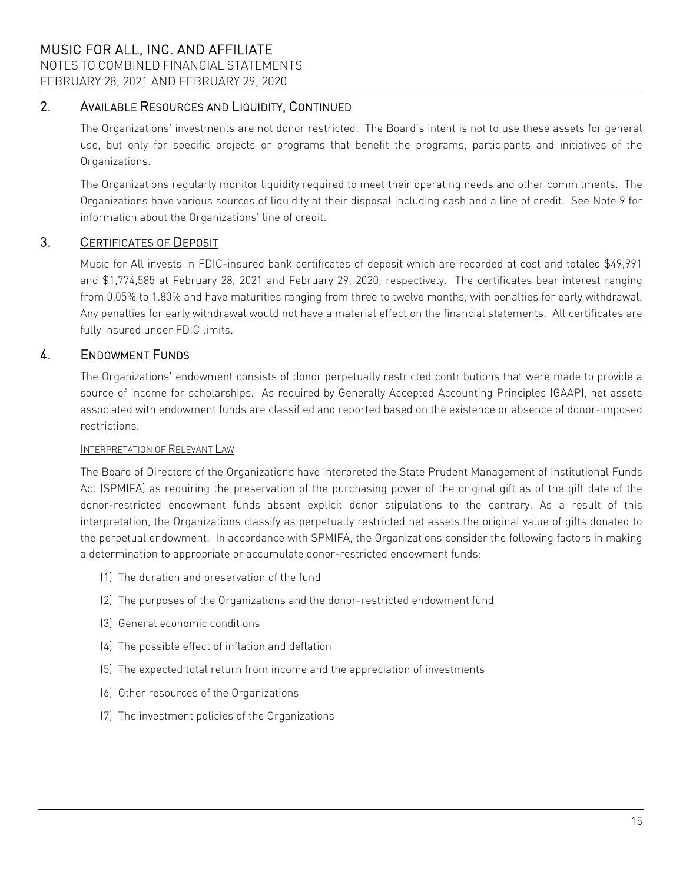## 2. Available Resources and Liquidity, Continued

The Organizations' investments are not donor restricted. The Board's intent is not to use these assets for general use, but only for specific projects or programs that benefit the programs, participants and initiatives of the Organizations.

The Organizations regularly monitor liquidity required to meet their operating needs and other commitments. The Organizations have various sources of liquidity at their disposal including cash and a line of credit. See Note 9 for information about the Organizations' line of credit.

## 3. Certificates of Deposit

Music for All invests in FDIC-insured bank certificates of deposit which are recorded at cost and totaled $49,991 and $1,774,585 at February 28, 2021 and February 29, 2020, respectively. The certificates bear interest ranging from 0.05% to 1.80% and have maturities ranging from three to twelve months, with penalties for early withdrawal. Any penalties for early withdrawal would not have a material effect on the financial statements. All certificates are fully insured under FDIC limits.

## 4. Endowment Funds

The Organizations' endowment consists of donor perpetually restricted contributions that were made to provide a source of income for scholarships. As required by Generally Accepted Accounting Principles (GAAP), net assets associated with endowment funds are classified and reported based on the existence or absence of donor-imposed restrictions.

### Interpretation of Relevant Law

The Board of Directors of the Organizations have interpreted the State Prudent Management of Institutional Funds Act (SPMIFA) as requiring the preservation of the purchasing power of the original gift as of the gift date of the donor-restricted endowment funds absent explicit donor stipulations to the contrary. As a result of this interpretation, the Organizations classify as perpetually restricted net assets the original value of gifts donated to the perpetual endowment. In accordance with SPMIFA, the Organizations consider the following factors in making a determination to appropriate or accumulate donor-restricted endowment funds:

(1) The duration and preservation of the fund

(2) The purposes of the Organizations and the donor-restricted endowment fund

(3) General economic conditions

(4) The possible effect of inflation and deflation

(5) The expected total return from income and the appreciation of investments

(6) Other resources of the Organizations

(7) The investment policies of the Organizations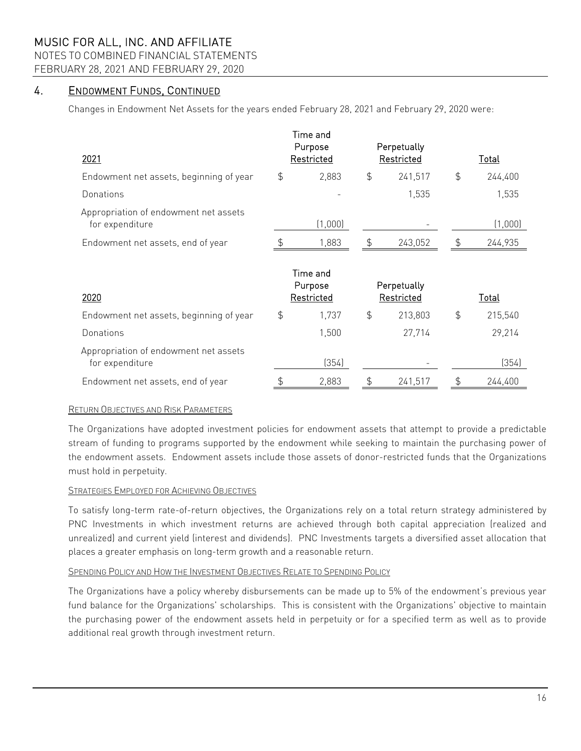## 4. ENDOWMENT FUNDS, CONTINUED

Changes in Endowment Net Assets for the years ended February 28, 2021 and February 29, 2020 were:

| 2021 | Time and Purpose Restricted | Perpetually Restricted | Total |
|---|---|---|---|
| Endowment net assets, beginning of year | $ 2,883 | $ 241,517 | $ 244,400 |
| Donations | - | 1,535 | 1,535 |
| Appropriation of endowment net assets for expenditure | (1,000) | - | (1,000) |
| Endowment net assets, end of year | $ 1,883 | $ 243,052 | $ 244,935 |

| 2020 | Time and Purpose Restricted | Perpetually Restricted | Total |
|---|---|---|---|
| Endowment net assets, beginning of year | $ 1,737 | $ 213,803 | $ 215,540 |
| Donations | 1,500 | 27,714 | 29,214 |
| Appropriation of endowment net assets for expenditure | (354) | - | (354) |
| Endowment net assets, end of year | $ 2,883 | $ 241,517 | $ 244,400 |

### RETURN OBJECTIVES AND RISK PARAMETERS

The Organizations have adopted investment policies for endowment assets that attempt to provide a predictable stream of funding to programs supported by the endowment while seeking to maintain the purchasing power of the endowment assets. Endowment assets include those assets of donor-restricted funds that the Organizations must hold in perpetuity.

### STRATEGIES EMPLOYED FOR ACHIEVING OBJECTIVES

To satisfy long-term rate-of-return objectives, the Organizations rely on a total return strategy administered by PNC Investments in which investment returns are achieved through both capital appreciation (realized and unrealized) and current yield (interest and dividends). PNC Investments targets a diversified asset allocation that places a greater emphasis on long-term growth and a reasonable return.

### SPENDING POLICY AND HOW THE INVESTMENT OBJECTIVES RELATE TO SPENDING POLICY

The Organizations have a policy whereby disbursements can be made up to 5% of the endowment's previous year fund balance for the Organizations' scholarships. This is consistent with the Organizations' objective to maintain the purchasing power of the endowment assets held in perpetuity or for a specified term as well as to provide additional real growth through investment return.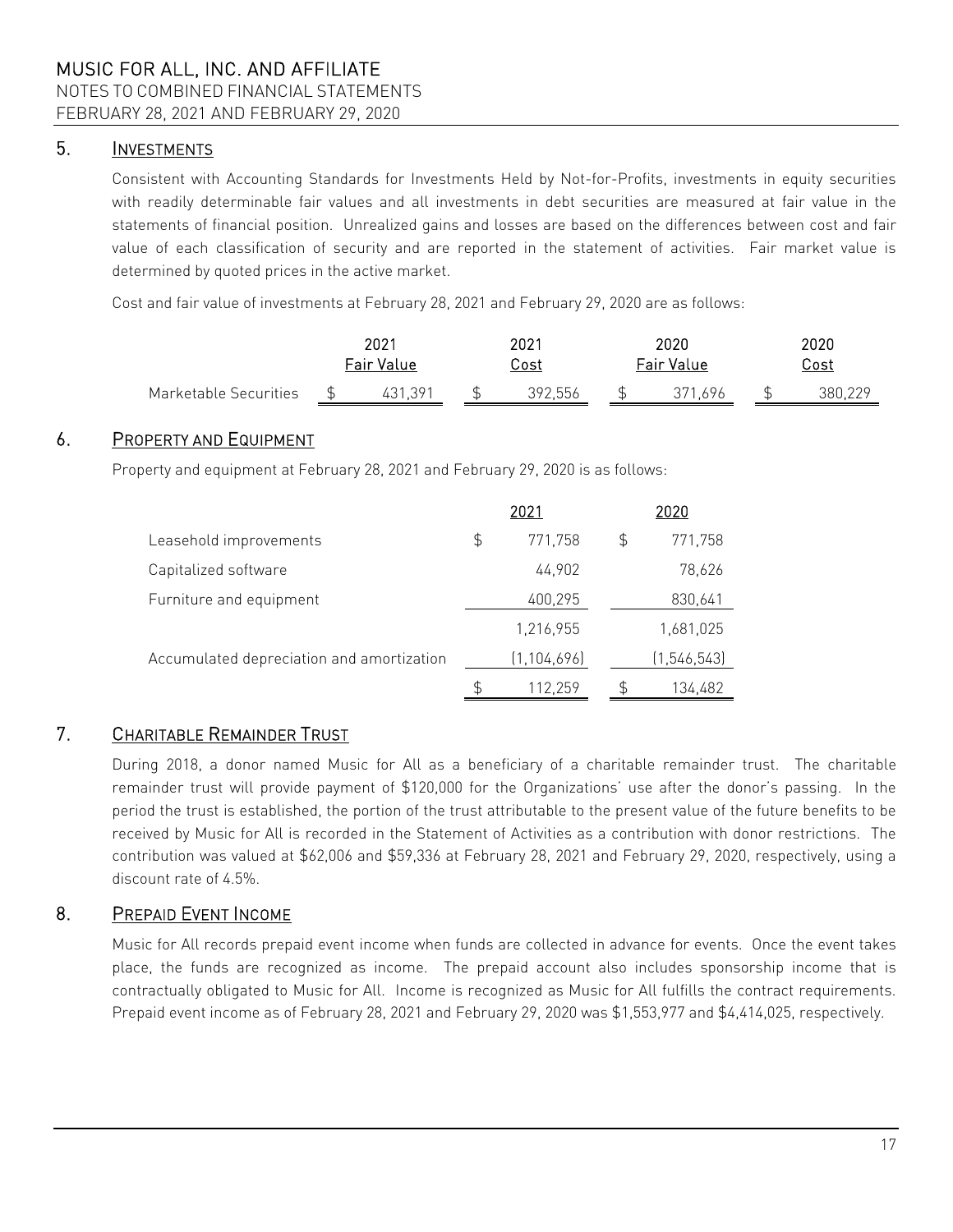## 5. INVESTMENTS

Consistent with Accounting Standards for Investments Held by Not-for-Profits, investments in equity securities with readily determinable fair values and all investments in debt securities are measured at fair value in the statements of financial position. Unrealized gains and losses are based on the differences between cost and fair value of each classification of security and are reported in the statement of activities. Fair market value is determined by quoted prices in the active market.

Cost and fair value of investments at February 28, 2021 and February 29, 2020 are as follows:

| | 2021 Fair Value | 2021 Cost | 2020 Fair Value | 2020 Cost |
|---|---|---|---|---|
| Marketable Securities | $ 431,391 | $ 392,556 | $ 371,696 | $ 380,229 |

## 6. PROPERTY AND EQUIPMENT

Property and equipment at February 28, 2021 and February 29, 2020 is as follows:

| | 2021 | 2020 |
|---|---|---|
| Leasehold improvements | $ 771,758 | $ 771,758 |
| Capitalized software | 44,902 | 78,626 |
| Furniture and equipment | 400,295 | 830,641 |
| | 1,216,955 | 1,681,025 |
| Accumulated depreciation and amortization | (1,104,696) | (1,546,543) |
| | $ 112,259 | $ 134,482 |

## 7. CHARITABLE REMAINDER TRUST

During 2018, a donor named Music for All as a beneficiary of a charitable remainder trust. The charitable remainder trust will provide payment of $120,000 for the Organizations' use after the donor's passing. In the period the trust is established, the portion of the trust attributable to the present value of the future benefits to be received by Music for All is recorded in the Statement of Activities as a contribution with donor restrictions. The contribution was valued at $62,006 and $59,336 at February 28, 2021 and February 29, 2020, respectively, using a discount rate of 4.5%.

## 8. PREPAID EVENT INCOME

Music for All records prepaid event income when funds are collected in advance for events. Once the event takes place, the funds are recognized as income. The prepaid account also includes sponsorship income that is contractually obligated to Music for All. Income is recognized as Music for All fulfills the contract requirements. Prepaid event income as of February 28, 2021 and February 29, 2020 was $1,553,977 and $4,414,025, respectively.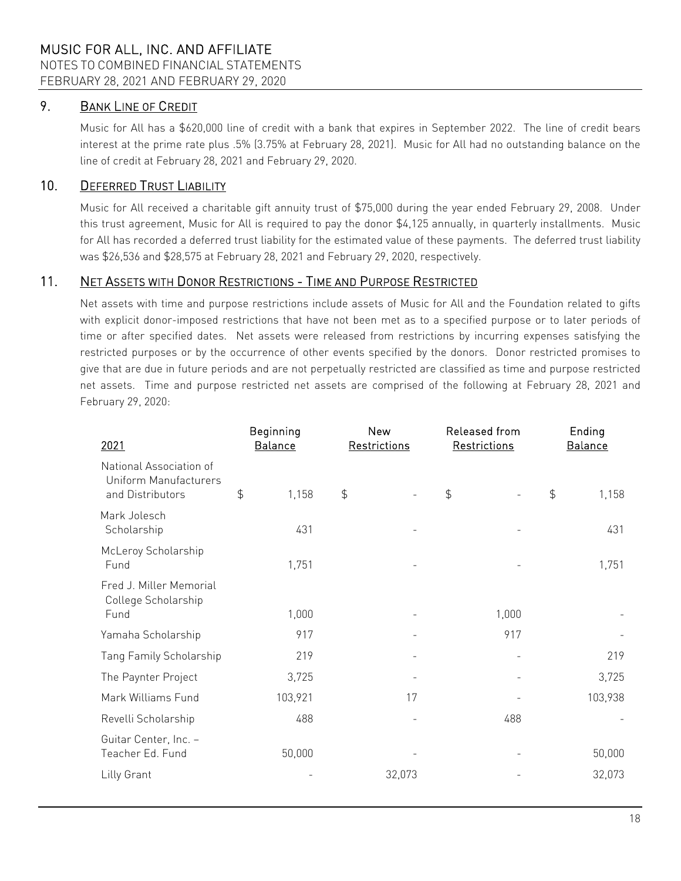## 9. Bank Line of Credit

Music for All has a $620,000 line of credit with a bank that expires in September 2022. The line of credit bears interest at the prime rate plus .5% (3.75% at February 28, 2021). Music for All had no outstanding balance on the line of credit at February 28, 2021 and February 29, 2020.

## 10. Deferred Trust Liability

Music for All received a charitable gift annuity trust of $75,000 during the year ended February 29, 2008. Under this trust agreement, Music for All is required to pay the donor $4,125 annually, in quarterly installments. Music for All has recorded a deferred trust liability for the estimated value of these payments. The deferred trust liability was $26,536 and $28,575 at February 28, 2021 and February 29, 2020, respectively.

## 11. Net Assets with Donor Restrictions - Time and Purpose Restricted

Net assets with time and purpose restrictions include assets of Music for All and the Foundation related to gifts with explicit donor-imposed restrictions that have not been met as to a specified purpose or to later periods of time or after specified dates. Net assets were released from restrictions by incurring expenses satisfying the restricted purposes or by the occurrence of other events specified by the donors. Donor restricted promises to give that are due in future periods and are not perpetually restricted are classified as time and purpose restricted net assets. Time and purpose restricted net assets are comprised of the following at February 28, 2021 and February 29, 2020:

| 2021 | Beginning Balance | New Restrictions | Released from Restrictions | Ending Balance |
|---|---|---|---|---|
| National Association of Uniform Manufacturers and Distributors | $ 1,158 | $ - | $ - | $ 1,158 |
| Mark Jolesch Scholarship | 431 | - | - | 431 |
| McLeroy Scholarship Fund | 1,751 | - | - | 1,751 |
| Fred J. Miller Memorial College Scholarship Fund | 1,000 | - | 1,000 | - |
| Yamaha Scholarship | 917 | - | 917 | - |
| Tang Family Scholarship | 219 | - | - | 219 |
| The Paynter Project | 3,725 | - | - | 3,725 |
| Mark Williams Fund | 103,921 | 17 | - | 103,938 |
| Revelli Scholarship | 488 | - | 488 | - |
| Guitar Center, Inc. – Teacher Ed. Fund | 50,000 | - | - | 50,000 |
| Lilly Grant | - | 32,073 | - | 32,073 |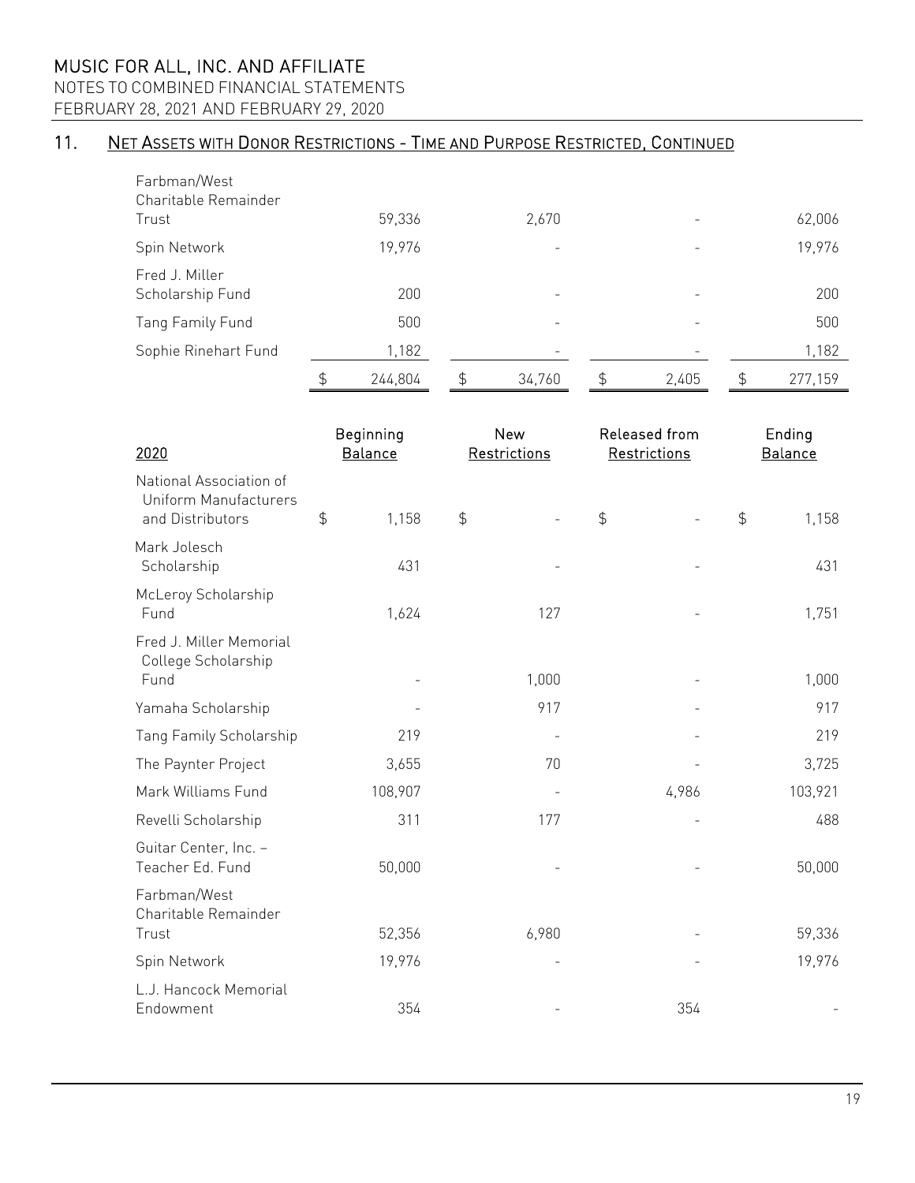## 11. Net Assets with Donor Restrictions - Time and Purpose Restricted, Continued

| | | | | |
|---|---|---|---|---|
| Farbman/West Charitable Remainder Trust | 59,336 | 2,670 | - | 62,006 |
| Spin Network | 19,976 | - | - | 19,976 |
| Fred J. Miller Scholarship Fund | 200 | - | - | 200 |
| Tang Family Fund | 500 | - | - | 500 |
| Sophie Rinehart Fund | 1,182 | - | - | 1,182 |
| | $ 244,804 | $ 34,760 | $ 2,405 | $ 277,159 |

| 2020 | Beginning Balance | New Restrictions | Released from Restrictions | Ending Balance |
|---|---|---|---|---|
| National Association of Uniform Manufacturers and Distributors | $ 1,158 | $ - | $ - | $ 1,158 |
| Mark Jolesch Scholarship | 431 | - | - | 431 |
| McLeroy Scholarship Fund | 1,624 | 127 | - | 1,751 |
| Fred J. Miller Memorial College Scholarship Fund | - | 1,000 | - | 1,000 |
| Yamaha Scholarship | - | 917 | - | 917 |
| Tang Family Scholarship | 219 | - | - | 219 |
| The Paynter Project | 3,655 | 70 | - | 3,725 |
| Mark Williams Fund | 108,907 | - | 4,986 | 103,921 |
| Revelli Scholarship | 311 | 177 | - | 488 |
| Guitar Center, Inc. – Teacher Ed. Fund | 50,000 | - | - | 50,000 |
| Farbman/West Charitable Remainder Trust | 52,356 | 6,980 | - | 59,336 |
| Spin Network | 19,976 | - | - | 19,976 |
| L.J. Hancock Memorial Endowment | 354 | - | 354 | - |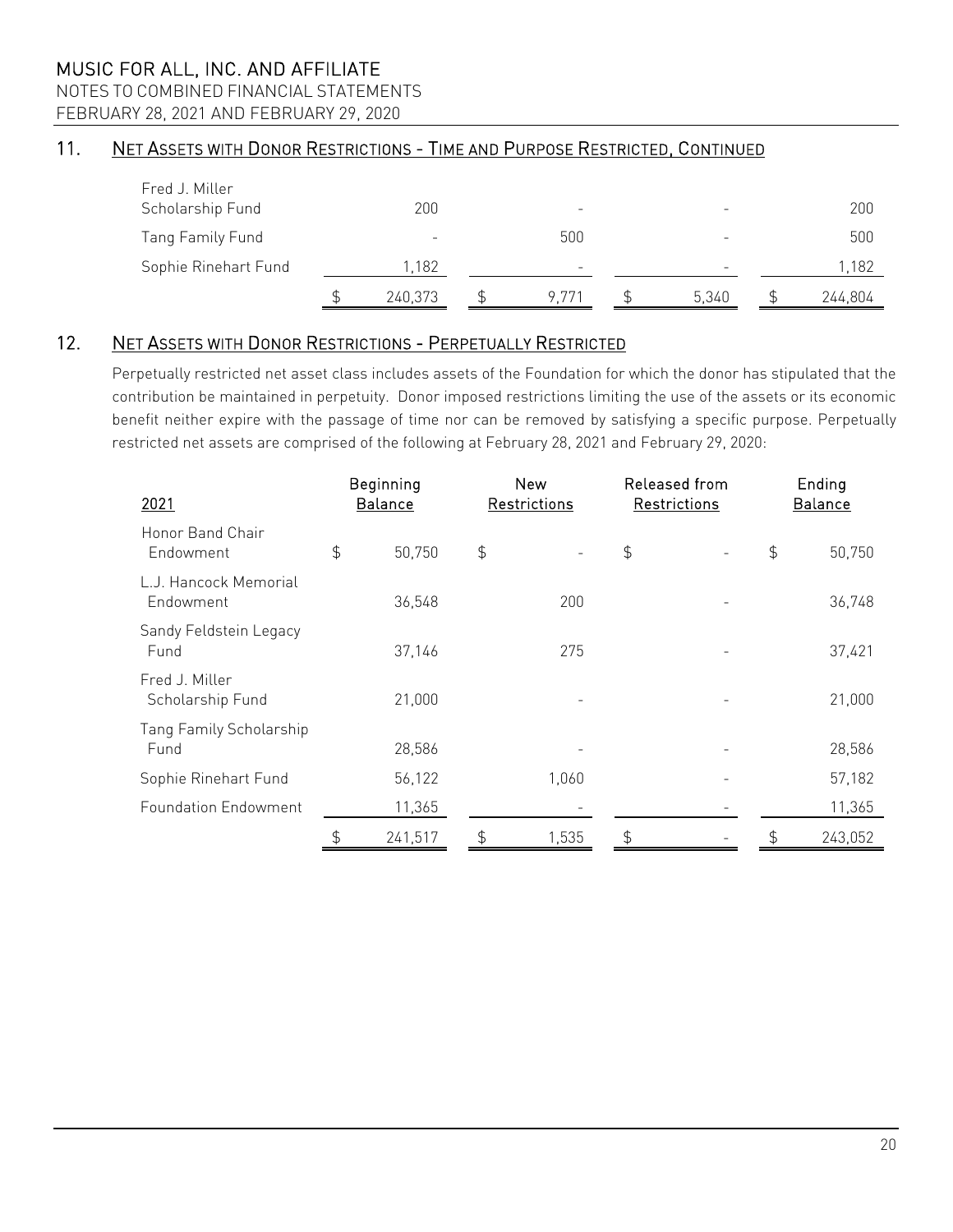## 11. NET ASSETS WITH DONOR RESTRICTIONS - TIME AND PURPOSE RESTRICTED, CONTINUED

| | | | | |
|---|---|---|---|---|
| Fred J. Miller Scholarship Fund | 200 | - | - | 200 |
| Tang Family Fund | - | 500 | - | 500 |
| Sophie Rinehart Fund | 1,182 | - | - | 1,182 |
| | $ 240,373 | $ 9,771 | $ 5,340 | $ 244,804 |

## 12. NET ASSETS WITH DONOR RESTRICTIONS - PERPETUALLY RESTRICTED

Perpetually restricted net asset class includes assets of the Foundation for which the donor has stipulated that the contribution be maintained in perpetuity. Donor imposed restrictions limiting the use of the assets or its economic benefit neither expire with the passage of time nor can be removed by satisfying a specific purpose. Perpetually restricted net assets are comprised of the following at February 28, 2021 and February 29, 2020:

| 2021 | Beginning Balance | New Restrictions | Released from Restrictions | Ending Balance |
|---|---|---|---|---|
| Honor Band Chair Endowment | $ 50,750 | $ - | $ - | $ 50,750 |
| L.J. Hancock Memorial Endowment | 36,548 | 200 | - | 36,748 |
| Sandy Feldstein Legacy Fund | 37,146 | 275 | - | 37,421 |
| Fred J. Miller Scholarship Fund | 21,000 | - | - | 21,000 |
| Tang Family Scholarship Fund | 28,586 | - | - | 28,586 |
| Sophie Rinehart Fund | 56,122 | 1,060 | - | 57,182 |
| Foundation Endowment | 11,365 | - | - | 11,365 |
| | $ 241,517 | $ 1,535 | $ - | $ 243,052 |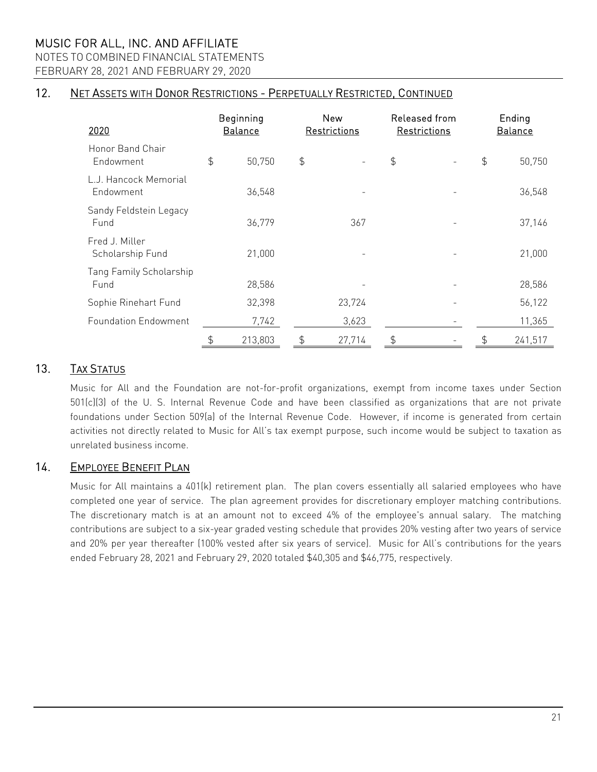## 12. NET ASSETS WITH DONOR RESTRICTIONS - PERPETUALLY RESTRICTED, CONTINUED

| 2020 | Beginning Balance | New Restrictions | Released from Restrictions | Ending Balance |
|---|---|---|---|---|
| Honor Band Chair Endowment | $ 50,750 | $ - | $ - | $ 50,750 |
| L.J. Hancock Memorial Endowment | 36,548 | - | - | 36,548 |
| Sandy Feldstein Legacy Fund | 36,779 | 367 | - | 37,146 |
| Fred J. Miller Scholarship Fund | 21,000 | - | - | 21,000 |
| Tang Family Scholarship Fund | 28,586 | - | - | 28,586 |
| Sophie Rinehart Fund | 32,398 | 23,724 | - | 56,122 |
| Foundation Endowment | 7,742 | 3,623 | - | 11,365 |
| | $ 213,803 | $ 27,714 | $ - | $ 241,517 |

## 13. TAX STATUS

Music for All and the Foundation are not-for-profit organizations, exempt from income taxes under Section 501(c)(3) of the U. S. Internal Revenue Code and have been classified as organizations that are not private foundations under Section 509(a) of the Internal Revenue Code. However, if income is generated from certain activities not directly related to Music for All's tax exempt purpose, such income would be subject to taxation as unrelated business income.

## 14. EMPLOYEE BENEFIT PLAN

Music for All maintains a 401(k) retirement plan. The plan covers essentially all salaried employees who have completed one year of service. The plan agreement provides for discretionary employer matching contributions. The discretionary match is at an amount not to exceed 4% of the employee's annual salary. The matching contributions are subject to a six-year graded vesting schedule that provides 20% vesting after two years of service and 20% per year thereafter (100% vested after six years of service). Music for All's contributions for the years ended February 28, 2021 and February 29, 2020 totaled $40,305 and $46,775, respectively.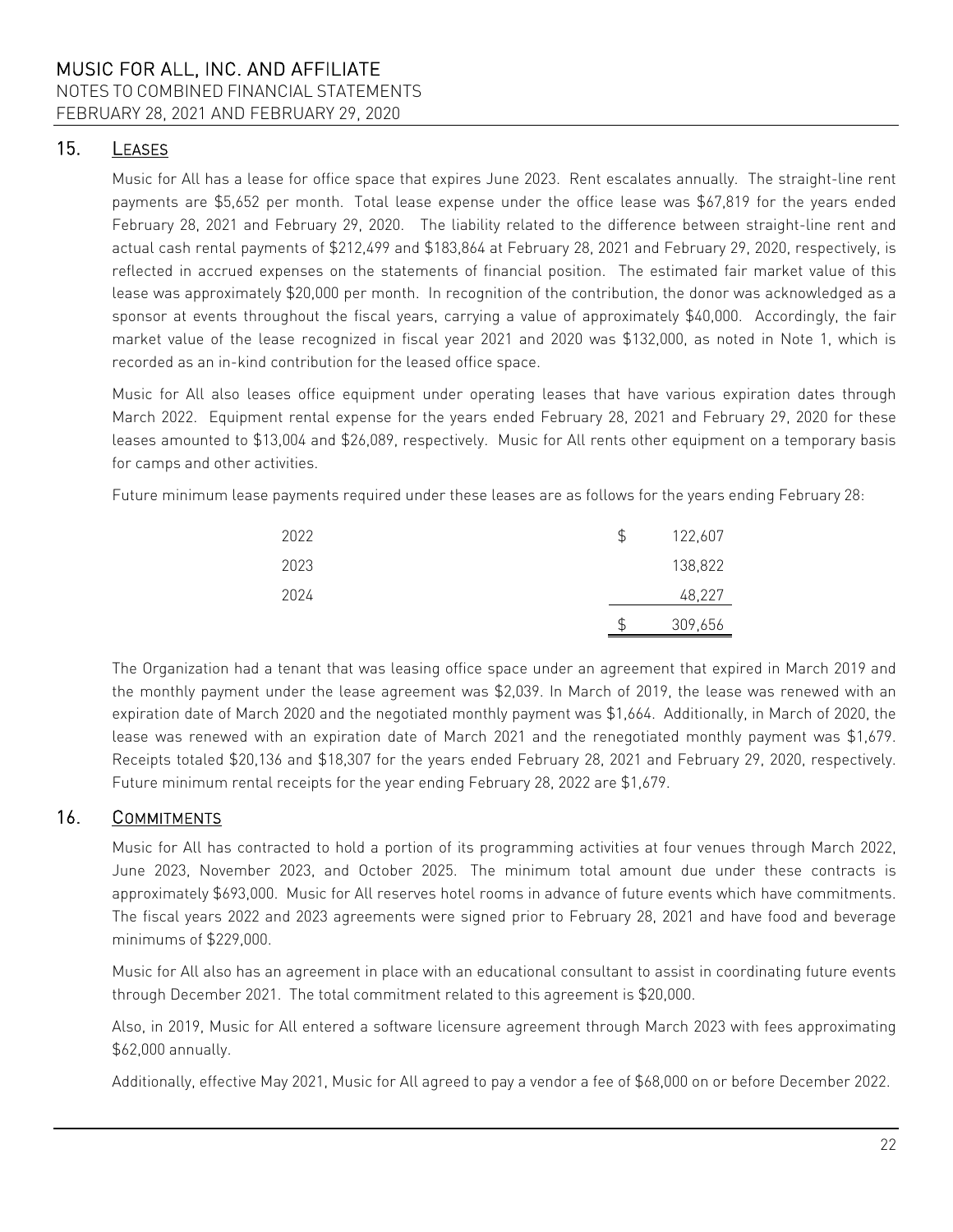## 15. LEASES

Music for All has a lease for office space that expires June 2023. Rent escalates annually. The straight-line rent payments are $5,652 per month. Total lease expense under the office lease was $67,819 for the years ended February 28, 2021 and February 29, 2020. The liability related to the difference between straight-line rent and actual cash rental payments of $212,499 and $183,864 at February 28, 2021 and February 29, 2020, respectively, is reflected in accrued expenses on the statements of financial position. The estimated fair market value of this lease was approximately $20,000 per month. In recognition of the contribution, the donor was acknowledged as a sponsor at events throughout the fiscal years, carrying a value of approximately $40,000. Accordingly, the fair market value of the lease recognized in fiscal year 2021 and 2020 was $132,000, as noted in Note 1, which is recorded as an in-kind contribution for the leased office space.

Music for All also leases office equipment under operating leases that have various expiration dates through March 2022. Equipment rental expense for the years ended February 28, 2021 and February 29, 2020 for these leases amounted to $13,004 and $26,089, respectively. Music for All rents other equipment on a temporary basis for camps and other activities.

Future minimum lease payments required under these leases are as follows for the years ending February 28:

| | |
|---|---|
| 2022 | $ 122,607 |
| 2023 | 138,822 |
| 2024 | 48,227 |
| | $ 309,656 |

The Organization had a tenant that was leasing office space under an agreement that expired in March 2019 and the monthly payment under the lease agreement was $2,039. In March of 2019, the lease was renewed with an expiration date of March 2020 and the negotiated monthly payment was $1,664. Additionally, in March of 2020, the lease was renewed with an expiration date of March 2021 and the renegotiated monthly payment was $1,679. Receipts totaled $20,136 and $18,307 for the years ended February 28, 2021 and February 29, 2020, respectively. Future minimum rental receipts for the year ending February 28, 2022 are $1,679.

## 16. COMMITMENTS

Music for All has contracted to hold a portion of its programming activities at four venues through March 2022, June 2023, November 2023, and October 2025. The minimum total amount due under these contracts is approximately $693,000. Music for All reserves hotel rooms in advance of future events which have commitments. The fiscal years 2022 and 2023 agreements were signed prior to February 28, 2021 and have food and beverage minimums of $229,000.

Music for All also has an agreement in place with an educational consultant to assist in coordinating future events through December 2021. The total commitment related to this agreement is $20,000.

Also, in 2019, Music for All entered a software licensure agreement through March 2023 with fees approximating $62,000 annually.

Additionally, effective May 2021, Music for All agreed to pay a vendor a fee of $68,000 on or before December 2022.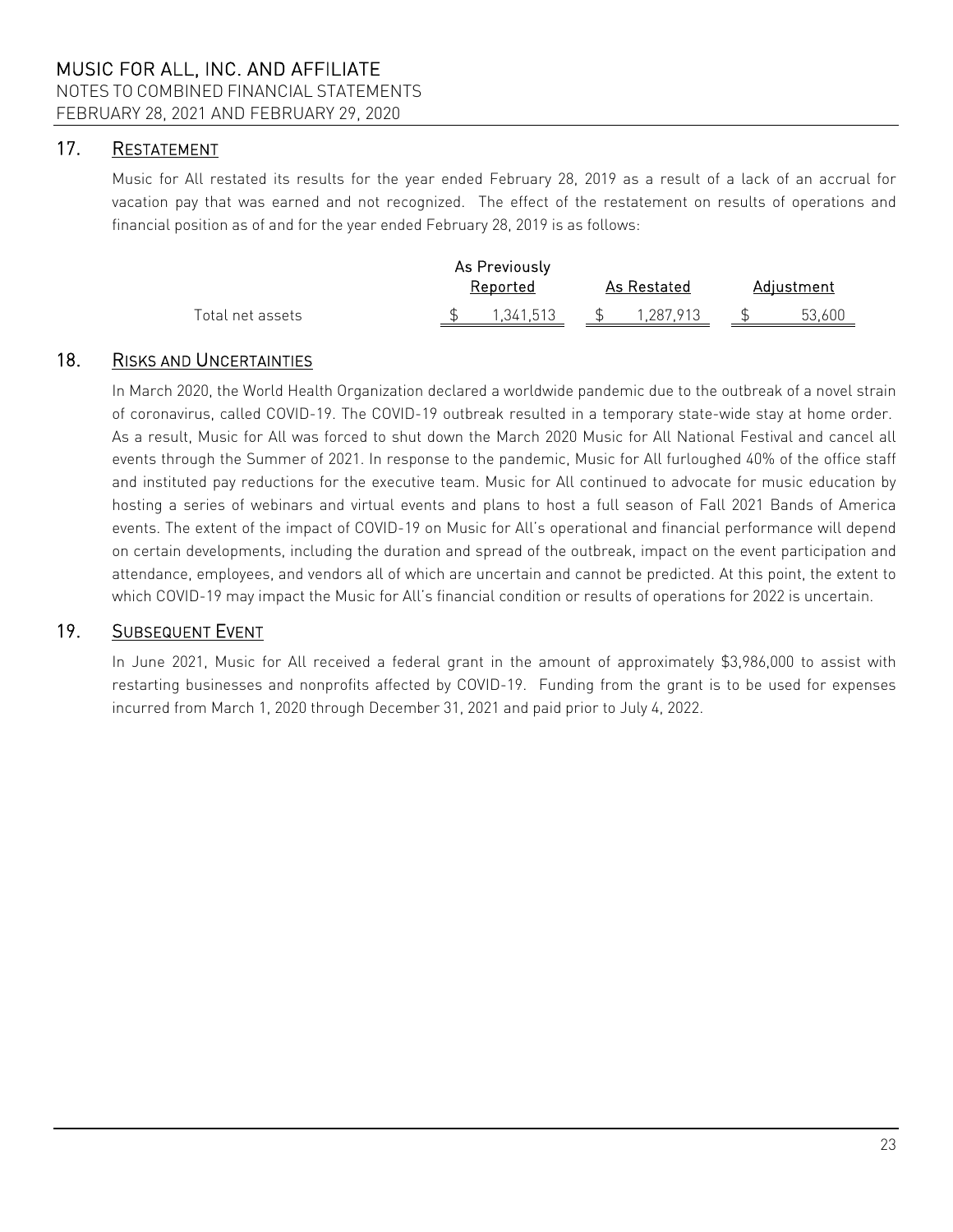## 17. RESTATEMENT

Music for All restated its results for the year ended February 28, 2019 as a result of a lack of an accrual for vacation pay that was earned and not recognized. The effect of the restatement on results of operations and financial position as of and for the year ended February 28, 2019 is as follows:

| | As Previously Reported | As Restated | Adjustment |
|---|---|---|---|
| Total net assets | $ 1,341,513 | $ 1,287,913 | $ 53,600 |

## 18. RISKS AND UNCERTAINTIES

In March 2020, the World Health Organization declared a worldwide pandemic due to the outbreak of a novel strain of coronavirus, called COVID-19. The COVID-19 outbreak resulted in a temporary state-wide stay at home order. As a result, Music for All was forced to shut down the March 2020 Music for All National Festival and cancel all events through the Summer of 2021. In response to the pandemic, Music for All furloughed 40% of the office staff and instituted pay reductions for the executive team. Music for All continued to advocate for music education by hosting a series of webinars and virtual events and plans to host a full season of Fall 2021 Bands of America events. The extent of the impact of COVID-19 on Music for All's operational and financial performance will depend on certain developments, including the duration and spread of the outbreak, impact on the event participation and attendance, employees, and vendors all of which are uncertain and cannot be predicted. At this point, the extent to which COVID-19 may impact the Music for All's financial condition or results of operations for 2022 is uncertain.

## 19. SUBSEQUENT EVENT

In June 2021, Music for All received a federal grant in the amount of approximately $3,986,000 to assist with restarting businesses and nonprofits affected by COVID-19. Funding from the grant is to be used for expenses incurred from March 1, 2020 through December 31, 2021 and paid prior to July 4, 2022.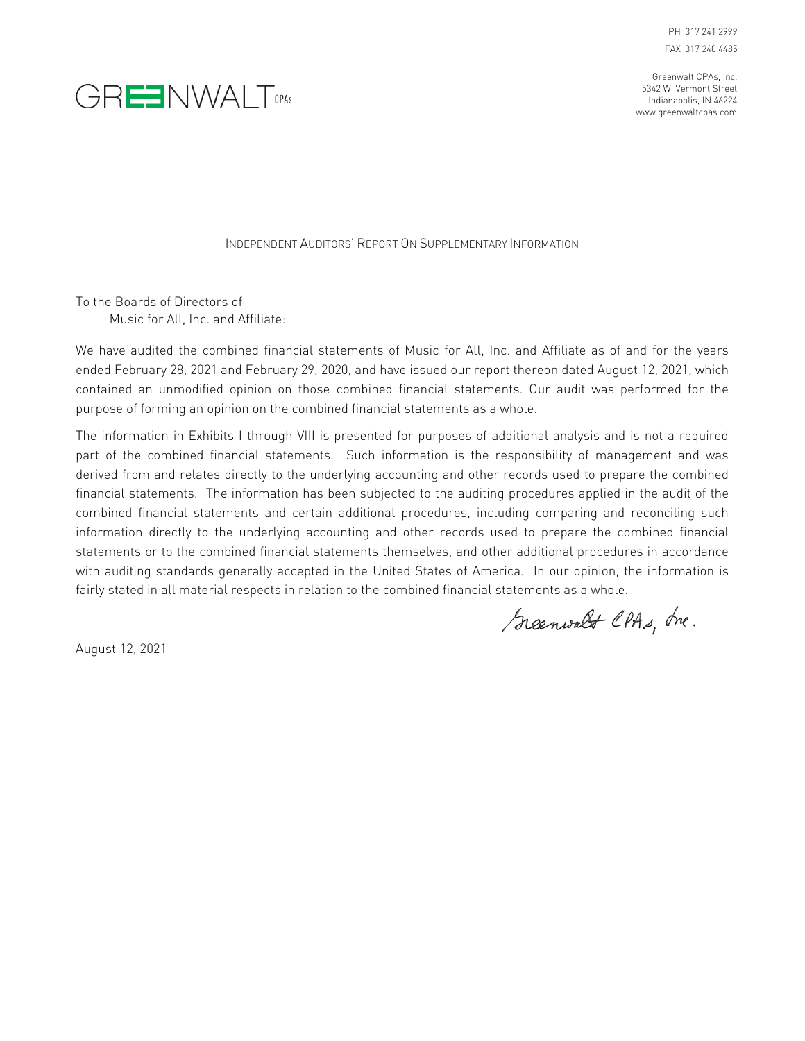PH 317 241 2999
FAX 317 240 4485

GREENWALT CPAs

Greenwalt CPAs, Inc.
5342 W. Vermont Street
Indianapolis, IN 46224
www.greenwaltcpas.com

## Independent Auditors' Report On Supplementary Information

To the Boards of Directors of
Music for All, Inc. and Affiliate:

We have audited the combined financial statements of Music for All, Inc. and Affiliate as of and for the years ended February 28, 2021 and February 29, 2020, and have issued our report thereon dated August 12, 2021, which contained an unmodified opinion on those combined financial statements. Our audit was performed for the purpose of forming an opinion on the combined financial statements as a whole.

The information in Exhibits I through VIII is presented for purposes of additional analysis and is not a required part of the combined financial statements. Such information is the responsibility of management and was derived from and relates directly to the underlying accounting and other records used to prepare the combined financial statements. The information has been subjected to the auditing procedures applied in the audit of the combined financial statements and certain additional procedures, including comparing and reconciling such information directly to the underlying accounting and other records used to prepare the combined financial statements or to the combined financial statements themselves, and other additional procedures in accordance with auditing standards generally accepted in the United States of America. In our opinion, the information is fairly stated in all material respects in relation to the combined financial statements as a whole.

Greenwalt CPAs, Inc.

August 12, 2021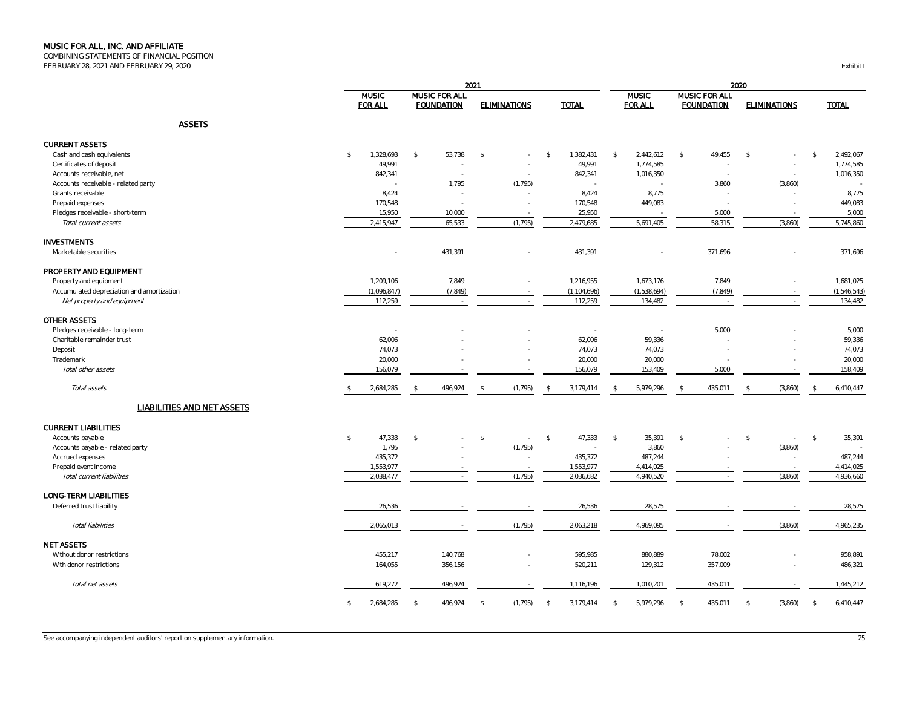**MUSIC FOR ALL, INC. AND AFFILIATE**
COMBINING STATEMENTS OF FINANCIAL POSITION
FEBRUARY 28, 2021 AND FEBRUARY 29, 2020

Exhibit I

| | 2021 | | | | 2020 | | | |
|---|---|---|---|---|---|---|---|---|
| | MUSIC FOR ALL | MUSIC FOR ALL FOUNDATION | ELIMINATIONS | TOTAL | MUSIC FOR ALL | MUSIC FOR ALL FOUNDATION | ELIMINATIONS | TOTAL |
| **ASSETS** | | | | | | | | |
| **CURRENT ASSETS** | | | | | | | | |
| Cash and cash equivalents | $ 1,328,693 | $ 53,738 | $ - | $ 1,382,431 | $ 2,442,612 | $ 49,455 | $ - | $ 2,492,067 |
| Certificates of deposit | 49,991 | - | - | 49,991 | 1,774,585 | - | - | 1,774,585 |
| Accounts receivable, net | 842,341 | - | - | 842,341 | 1,016,350 | - | - | 1,016,350 |
| Accounts receivable - related party | - | 1,795 | (1,795) | - | - | 3,860 | (3,860) | - |
| Grants receivable | 8,424 | - | - | 8,424 | 8,775 | - | - | 8,775 |
| Prepaid expenses | 170,548 | - | - | 170,548 | 449,083 | - | - | 449,083 |
| Pledges receivable - short-term | 15,950 | 10,000 | - | 25,950 | - | 5,000 | - | 5,000 |
| *Total current assets* | 2,415,947 | 65,533 | (1,795) | 2,479,685 | 5,691,405 | 58,315 | (3,860) | 5,745,860 |
| **INVESTMENTS** | | | | | | | | |
| Marketable securities | - | 431,391 | - | 431,391 | - | 371,696 | - | 371,696 |
| **PROPERTY AND EQUIPMENT** | | | | | | | | |
| Property and equipment | 1,209,106 | 7,849 | - | 1,216,955 | 1,673,176 | 7,849 | - | 1,681,025 |
| Accumulated depreciation and amortization | (1,096,847) | (7,849) | - | (1,104,696) | (1,538,694) | (7,849) | - | (1,546,543) |
| *Net property and equipment* | 112,259 | - | - | 112,259 | 134,482 | - | - | 134,482 |
| **OTHER ASSETS** | | | | | | | | |
| Pledges receivable - long-term | - | - | - | - | - | 5,000 | - | 5,000 |
| Charitable remainder trust | 62,006 | - | - | 62,006 | 59,336 | - | - | 59,336 |
| Deposit | 74,073 | - | - | 74,073 | 74,073 | - | - | 74,073 |
| Trademark | 20,000 | - | - | 20,000 | 20,000 | - | - | 20,000 |
| *Total other assets* | 156,079 | - | - | 156,079 | 153,409 | 5,000 | - | 158,409 |
| *Total assets* | $ 2,684,285 | $ 496,924 | $ (1,795) | $ 3,179,414 | $ 5,979,296 | $ 435,011 | $ (3,860) | $ 6,410,447 |
| **LIABILITIES AND NET ASSETS** | | | | | | | | |
| **CURRENT LIABILITIES** | | | | | | | | |
| Accounts payable | $ 47,333 | $ - | $ - | $ 47,333 | $ 35,391 | $ - | $ - | $ 35,391 |
| Accounts payable - related party | 1,795 | - | (1,795) | - | 3,860 | - | (3,860) | - |
| Accrued expenses | 435,372 | - | - | 435,372 | 487,244 | - | - | 487,244 |
| Prepaid event income | 1,553,977 | - | - | 1,553,977 | 4,414,025 | - | - | 4,414,025 |
| *Total current liabilities* | 2,038,477 | - | (1,795) | 2,036,682 | 4,940,520 | - | (3,860) | 4,936,660 |
| **LONG-TERM LIABILITIES** | | | | | | | | |
| Deferred trust liability | 26,536 | - | - | 26,536 | 28,575 | - | - | 28,575 |
| *Total liabilities* | 2,065,013 | - | (1,795) | 2,063,218 | 4,969,095 | - | (3,860) | 4,965,235 |
| **NET ASSETS** | | | | | | | | |
| Without donor restrictions | 455,217 | 140,768 | - | 595,985 | 880,889 | 78,002 | - | 958,891 |
| With donor restrictions | 164,055 | 356,156 | - | 520,211 | 129,312 | 357,009 | - | 486,321 |
| *Total net assets* | 619,272 | 496,924 | - | 1,116,196 | 1,010,201 | 435,011 | - | 1,445,212 |
| | $ 2,684,285 | $ 496,924 | $ (1,795) | $ 3,179,414 | $ 5,979,296 | $ 435,011 | $ (3,860) | $ 6,410,447 |

See accompanying independent auditors' report on supplementary information.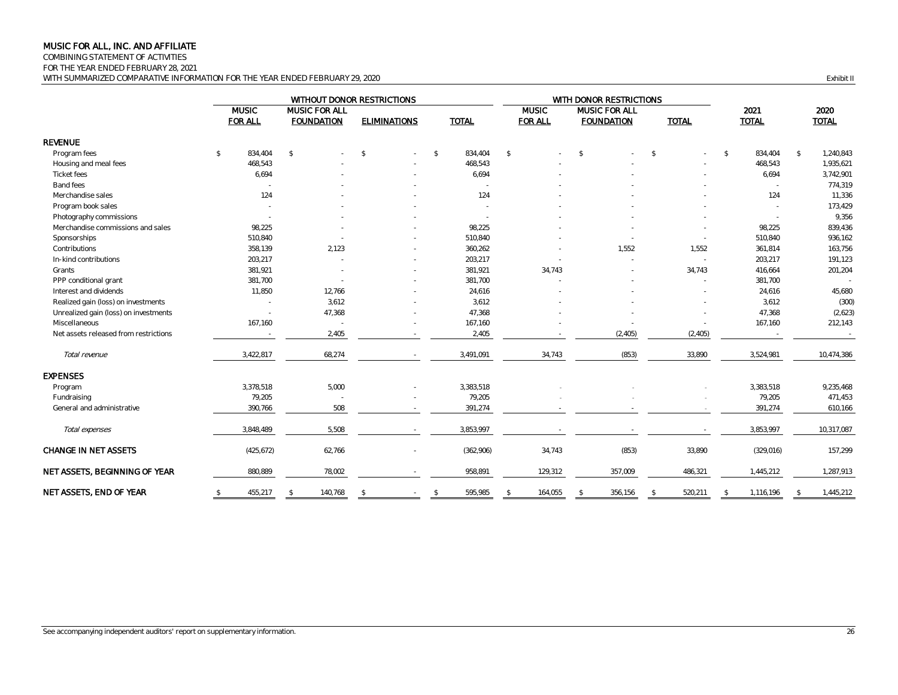# MUSIC FOR ALL, INC. AND AFFILIATE

COMBINING STATEMENT OF ACTIVITIES
FOR THE YEAR ENDED FEBRUARY 28, 2021
WITH SUMMARIZED COMPARATIVE INFORMATION FOR THE YEAR ENDED FEBRUARY 29, 2020

Exhibit II

| | WITHOUT DONOR RESTRICTIONS | | | | WITH DONOR RESTRICTIONS | | | | |
|---|---|---|---|---|---|---|---|---|---|
| | MUSIC FOR ALL | MUSIC FOR ALL FOUNDATION | ELIMINATIONS | TOTAL | MUSIC FOR ALL | MUSIC FOR ALL FOUNDATION | TOTAL | 2021 TOTAL | 2020 TOTAL |
| **REVENUE** | | | | | | | | | |
| Program fees | $ 834,404 | $ - | $ - | $ 834,404 | $ - | $ - | $ - | $ 834,404 | $ 1,240,843 |
| Housing and meal fees | 468,543 | - | - | 468,543 | - | - | - | 468,543 | 1,935,621 |
| Ticket fees | 6,694 | - | - | 6,694 | - | - | - | 6,694 | 3,742,901 |
| Band fees | - | - | - | - | - | - | - | - | 774,319 |
| Merchandise sales | 124 | - | - | 124 | - | - | - | 124 | 11,336 |
| Program book sales | - | - | - | - | - | - | - | - | 173,429 |
| Photography commissions | - | - | - | - | - | - | - | - | 9,356 |
| Merchandise commissions and sales | 98,225 | - | - | 98,225 | - | - | - | 98,225 | 839,436 |
| Sponsorships | 510,840 | - | - | 510,840 | - | - | - | 510,840 | 936,162 |
| Contributions | 358,139 | 2,123 | - | 360,262 | - | 1,552 | 1,552 | 361,814 | 163,756 |
| In-kind contributions | 203,217 | - | - | 203,217 | - | - | - | 203,217 | 191,123 |
| Grants | 381,921 | - | - | 381,921 | 34,743 | - | 34,743 | 416,664 | 201,204 |
| PPP conditional grant | 381,700 | - | - | 381,700 | - | - | - | 381,700 | - |
| Interest and dividends | 11,850 | 12,766 | - | 24,616 | - | - | - | 24,616 | 45,680 |
| Realized gain (loss) on investments | - | 3,612 | - | 3,612 | - | - | - | 3,612 | (300) |
| Unrealized gain (loss) on investments | - | 47,368 | - | 47,368 | - | - | - | 47,368 | (2,623) |
| Miscellaneous | 167,160 | - | - | 167,160 | - | - | - | 167,160 | 212,143 |
| Net assets released from restrictions | - | 2,405 | - | 2,405 | - | (2,405) | (2,405) | - | - |
| *Total revenue* | 3,422,817 | 68,274 | - | 3,491,091 | 34,743 | (853) | 33,890 | 3,524,981 | 10,474,386 |
| **EXPENSES** | | | | | | | | | |
| Program | 3,378,518 | 5,000 | - | 3,383,518 | - | - | - | 3,383,518 | 9,235,468 |
| Fundraising | 79,205 | - | - | 79,205 | - | - | - | 79,205 | 471,453 |
| General and administrative | 390,766 | 508 | - | 391,274 | - | - | - | 391,274 | 610,166 |
| *Total expenses* | 3,848,489 | 5,508 | - | 3,853,997 | - | - | - | 3,853,997 | 10,317,087 |
| **CHANGE IN NET ASSETS** | (425,672) | 62,766 | - | (362,906) | 34,743 | (853) | 33,890 | (329,016) | 157,299 |
| **NET ASSETS, BEGINNING OF YEAR** | 880,889 | 78,002 | - | 958,891 | 129,312 | 357,009 | 486,321 | 1,445,212 | 1,287,913 |
| **NET ASSETS, END OF YEAR** | $ 455,217 | $ 140,768 | $ - | $ 595,985 | $ 164,055 | $ 356,156 | $ 520,211 | $ 1,116,196 | $ 1,445,212 |

See accompanying independent auditors' report on supplementary information.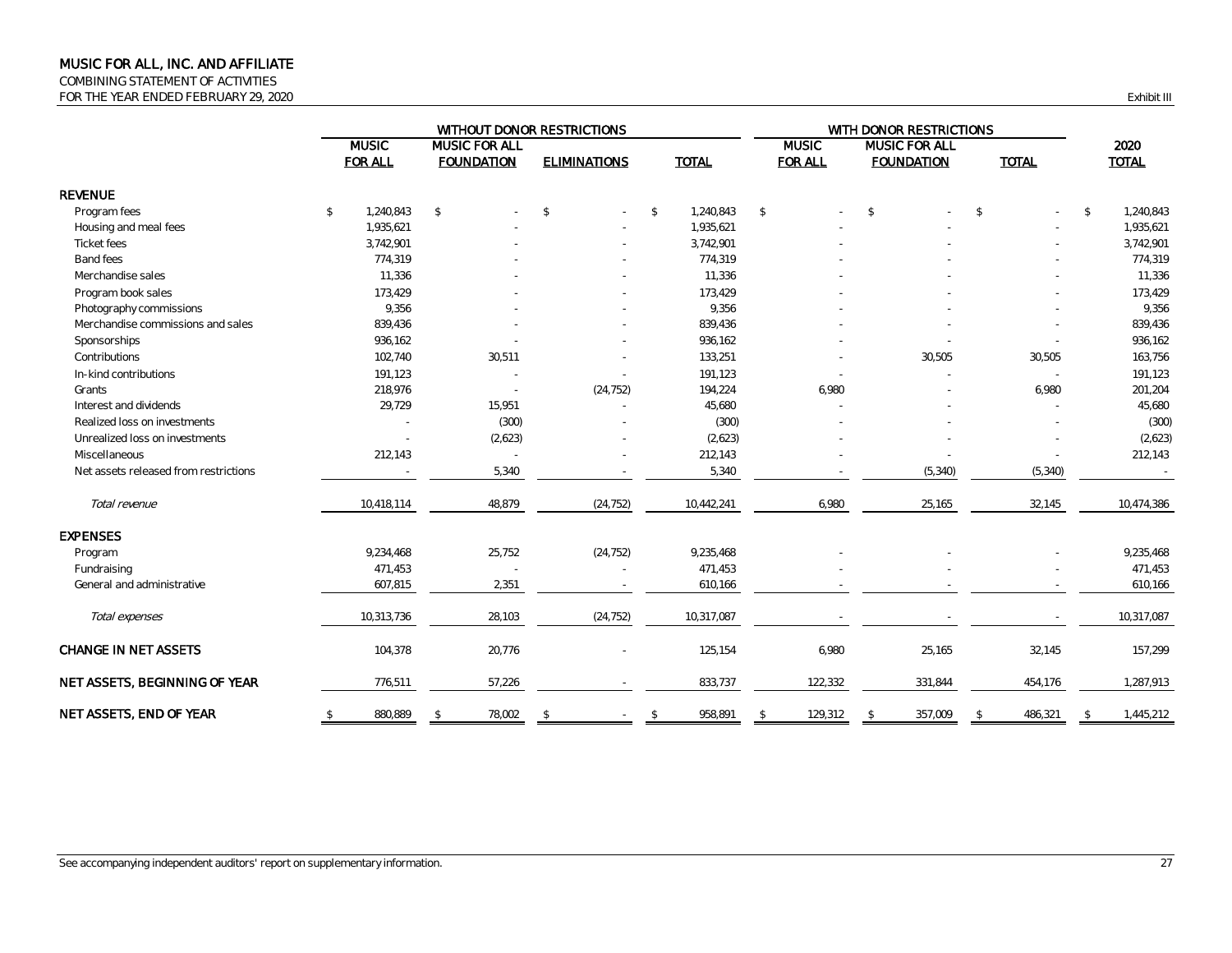# MUSIC FOR ALL, INC. AND AFFILIATE

COMBINING STATEMENT OF ACTIVITIES

FOR THE YEAR ENDED FEBRUARY 29, 2020

Exhibit III

| | WITHOUT DONOR RESTRICTIONS | | | | WITH DONOR RESTRICTIONS | | | |
|---|---|---|---|---|---|---|---|---|
| | MUSIC FOR ALL | MUSIC FOR ALL FOUNDATION | ELIMINATIONS | TOTAL | MUSIC FOR ALL | MUSIC FOR ALL FOUNDATION | TOTAL | 2020 TOTAL |
| **REVENUE** | | | | | | | | |
| Program fees | $ 1,240,843 | $ - | $ - | $ 1,240,843 | $ - | $ - | $ - | $ 1,240,843 |
| Housing and meal fees | 1,935,621 | - | - | 1,935,621 | - | - | - | 1,935,621 |
| Ticket fees | 3,742,901 | - | - | 3,742,901 | - | - | - | 3,742,901 |
| Band fees | 774,319 | - | - | 774,319 | - | - | - | 774,319 |
| Merchandise sales | 11,336 | - | - | 11,336 | - | - | - | 11,336 |
| Program book sales | 173,429 | - | - | 173,429 | - | - | - | 173,429 |
| Photography commissions | 9,356 | - | - | 9,356 | - | - | - | 9,356 |
| Merchandise commissions and sales | 839,436 | - | - | 839,436 | - | - | - | 839,436 |
| Sponsorships | 936,162 | - | - | 936,162 | - | - | - | 936,162 |
| Contributions | 102,740 | 30,511 | - | 133,251 | - | 30,505 | 30,505 | 163,756 |
| In-kind contributions | 191,123 | - | - | 191,123 | - | - | - | 191,123 |
| Grants | 218,976 | - | (24,752) | 194,224 | 6,980 | - | 6,980 | 201,204 |
| Interest and dividends | 29,729 | 15,951 | - | 45,680 | - | - | - | 45,680 |
| Realized loss on investments | - | (300) | - | (300) | - | - | - | (300) |
| Unrealized loss on investments | - | (2,623) | - | (2,623) | - | - | - | (2,623) |
| Miscellaneous | 212,143 | - | - | 212,143 | - | - | - | 212,143 |
| Net assets released from restrictions | - | 5,340 | - | 5,340 | - | (5,340) | (5,340) | - |
| *Total revenue* | 10,418,114 | 48,879 | (24,752) | 10,442,241 | 6,980 | 25,165 | 32,145 | 10,474,386 |
| **EXPENSES** | | | | | | | | |
| Program | 9,234,468 | 25,752 | (24,752) | 9,235,468 | - | - | - | 9,235,468 |
| Fundraising | 471,453 | - | - | 471,453 | - | - | - | 471,453 |
| General and administrative | 607,815 | 2,351 | - | 610,166 | - | - | - | 610,166 |
| *Total expenses* | 10,313,736 | 28,103 | (24,752) | 10,317,087 | - | - | - | 10,317,087 |
| **CHANGE IN NET ASSETS** | 104,378 | 20,776 | - | 125,154 | 6,980 | 25,165 | 32,145 | 157,299 |
| **NET ASSETS, BEGINNING OF YEAR** | 776,511 | 57,226 | - | 833,737 | 122,332 | 331,844 | 454,176 | 1,287,913 |
| **NET ASSETS, END OF YEAR** | $ 880,889 | $ 78,002 | $ - | $ 958,891 | $ 129,312 | $ 357,009 | $ 486,321 | $ 1,445,212 |

See accompanying independent auditors' report on supplementary information.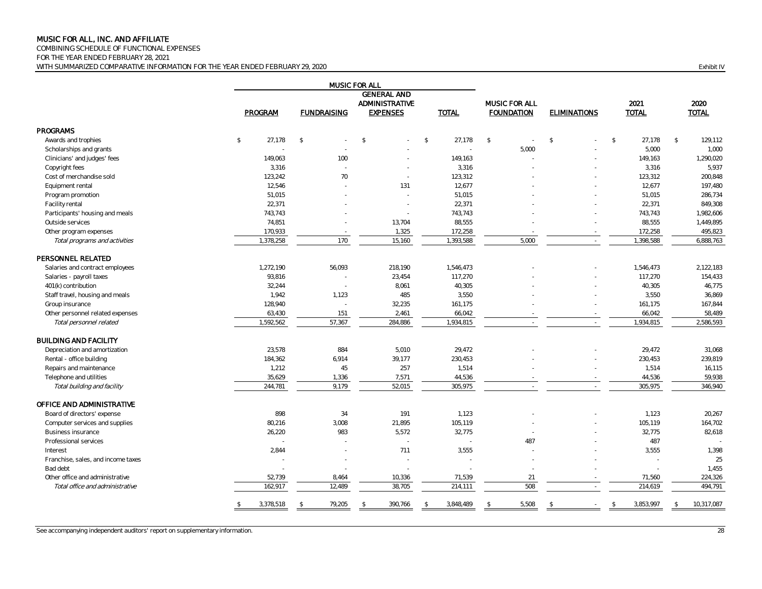# MUSIC FOR ALL, INC. AND AFFILIATE

COMBINING SCHEDULE OF FUNCTIONAL EXPENSES
FOR THE YEAR ENDED FEBRUARY 28, 2021
WITH SUMMARIZED COMPARATIVE INFORMATION FOR THE YEAR ENDED FEBRUARY 29, 2020

Exhibit IV

| | MUSIC FOR ALL | | | | | | | |
|---|---|---|---|---|---|---|---|---|
| | PROGRAM | FUNDRAISING | GENERAL AND ADMINISTRATIVE EXPENSES | TOTAL | MUSIC FOR ALL FOUNDATION | ELIMINATIONS | 2021 TOTAL | 2020 TOTAL |
| **PROGRAMS** | | | | | | | | |
| Awards and trophies | $ 27,178 | $ - | $ - | $ 27,178 | $ - | $ - | $ 27,178 | $ 129,112 |
| Scholarships and grants | - | - | - | - | 5,000 | - | 5,000 | 1,000 |
| Clinicians' and judges' fees | 149,063 | 100 | - | 149,163 | - | - | 149,163 | 1,290,020 |
| Copyright fees | 3,316 | - | - | 3,316 | - | - | 3,316 | 5,937 |
| Cost of merchandise sold | 123,242 | 70 | - | 123,312 | - | - | 123,312 | 200,848 |
| Equipment rental | 12,546 | - | 131 | 12,677 | - | - | 12,677 | 197,480 |
| Program promotion | 51,015 | - | - | 51,015 | - | - | 51,015 | 286,734 |
| Facility rental | 22,371 | - | - | 22,371 | - | - | 22,371 | 849,308 |
| Participants' housing and meals | 743,743 | - | - | 743,743 | - | - | 743,743 | 1,982,606 |
| Outside services | 74,851 | - | 13,704 | 88,555 | - | - | 88,555 | 1,449,895 |
| Other program expenses | 170,933 | - | 1,325 | 172,258 | - | - | 172,258 | 495,823 |
| *Total programs and activities* | 1,378,258 | 170 | 15,160 | 1,393,588 | 5,000 | - | 1,398,588 | 6,888,763 |
| **PERSONNEL RELATED** | | | | | | | | |
| Salaries and contract employees | 1,272,190 | 56,093 | 218,190 | 1,546,473 | - | - | 1,546,473 | 2,122,183 |
| Salaries - payroll taxes | 93,816 | - | 23,454 | 117,270 | - | - | 117,270 | 154,433 |
| 401(k) contribution | 32,244 | - | 8,061 | 40,305 | - | - | 40,305 | 46,775 |
| Staff travel, housing and meals | 1,942 | 1,123 | 485 | 3,550 | - | - | 3,550 | 36,869 |
| Group insurance | 128,940 | - | 32,235 | 161,175 | - | - | 161,175 | 167,844 |
| Other personnel related expenses | 63,430 | 151 | 2,461 | 66,042 | - | - | 66,042 | 58,489 |
| *Total personnel related* | 1,592,562 | 57,367 | 284,886 | 1,934,815 | - | - | 1,934,815 | 2,586,593 |
| **BUILDING AND FACILITY** | | | | | | | | |
| Depreciation and amortization | 23,578 | 884 | 5,010 | 29,472 | - | - | 29,472 | 31,068 |
| Rental - office building | 184,362 | 6,914 | 39,177 | 230,453 | - | - | 230,453 | 239,819 |
| Repairs and maintenance | 1,212 | 45 | 257 | 1,514 | - | - | 1,514 | 16,115 |
| Telephone and utilities | 35,629 | 1,336 | 7,571 | 44,536 | - | - | 44,536 | 59,938 |
| *Total building and facility* | 244,781 | 9,179 | 52,015 | 305,975 | - | - | 305,975 | 346,940 |
| **OFFICE AND ADMINISTRATIVE** | | | | | | | | |
| Board of directors' expense | 898 | 34 | 191 | 1,123 | - | - | 1,123 | 20,267 |
| Computer services and supplies | 80,216 | 3,008 | 21,895 | 105,119 | - | - | 105,119 | 164,702 |
| Business insurance | 26,220 | 983 | 5,572 | 32,775 | - | - | 32,775 | 82,618 |
| Professional services | - | - | - | - | 487 | - | 487 | - |
| Interest | 2,844 | - | 711 | 3,555 | - | - | 3,555 | 1,398 |
| Franchise, sales, and income taxes | - | - | - | - | - | - | - | 25 |
| Bad debt | - | - | - | - | - | - | - | 1,455 |
| Other office and administrative | 52,739 | 8,464 | 10,336 | 71,539 | 21 | - | 71,560 | 224,326 |
| *Total office and administrative* | 162,917 | 12,489 | 38,705 | 214,111 | 508 | - | 214,619 | 494,791 |
| | $ 3,378,518 | $ 79,205 | $ 390,766 | $ 3,848,489 | $ 5,508 | $ - | $ 3,853,997 | $ 10,317,087 |

See accompanying independent auditors' report on supplementary information.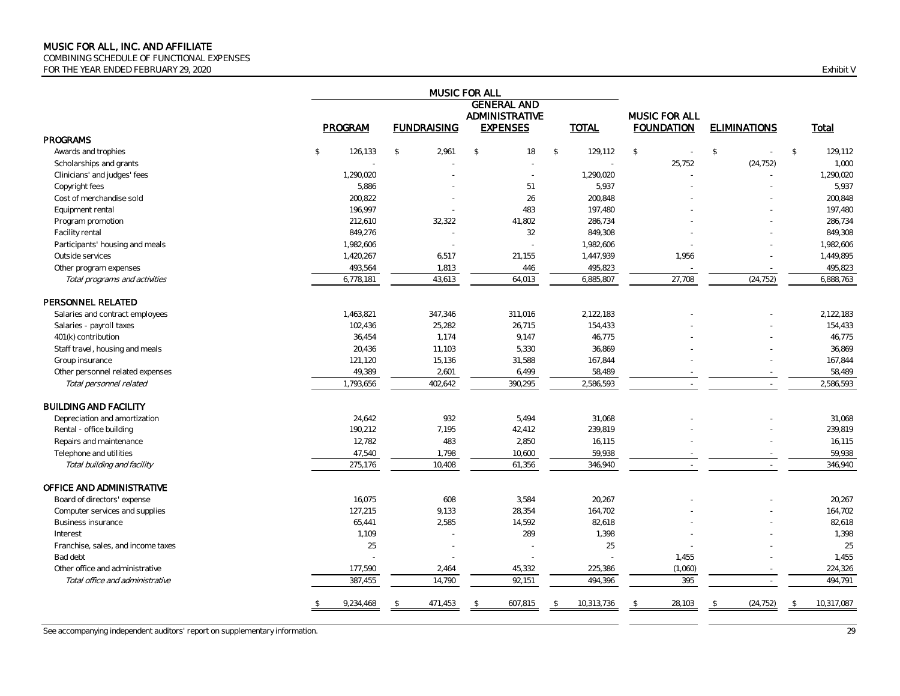# MUSIC FOR ALL, INC. AND AFFILIATE

COMBINING SCHEDULE OF FUNCTIONAL EXPENSES
FOR THE YEAR ENDED FEBRUARY 29, 2020

Exhibit V

| | MUSIC FOR ALL | | | | | | |
|---|---|---|---|---|---|---|---|
| | PROGRAM | FUNDRAISING | GENERAL AND ADMINISTRATIVE EXPENSES | TOTAL | MUSIC FOR ALL FOUNDATION | ELIMINATIONS | Total |
| **PROGRAMS** | | | | | | | |
| Awards and trophies | $ 126,133 | $ 2,961 | $ 18 | $ 129,112 | $ - | $ - | $ 129,112 |
| Scholarships and grants | - | - | - | - | 25,752 | (24,752) | 1,000 |
| Clinicians' and judges' fees | 1,290,020 | - | - | 1,290,020 | - | - | 1,290,020 |
| Copyright fees | 5,886 | - | 51 | 5,937 | - | - | 5,937 |
| Cost of merchandise sold | 200,822 | - | 26 | 200,848 | - | - | 200,848 |
| Equipment rental | 196,997 | - | 483 | 197,480 | - | - | 197,480 |
| Program promotion | 212,610 | 32,322 | 41,802 | 286,734 | - | - | 286,734 |
| Facility rental | 849,276 | - | 32 | 849,308 | - | - | 849,308 |
| Participants' housing and meals | 1,982,606 | - | - | 1,982,606 | - | - | 1,982,606 |
| Outside services | 1,420,267 | 6,517 | 21,155 | 1,447,939 | 1,956 | - | 1,449,895 |
| Other program expenses | 493,564 | 1,813 | 446 | 495,823 | - | - | 495,823 |
| *Total programs and activities* | 6,778,181 | 43,613 | 64,013 | 6,885,807 | 27,708 | (24,752) | 6,888,763 |
| **PERSONNEL RELATED** | | | | | | | |
| Salaries and contract employees | 1,463,821 | 347,346 | 311,016 | 2,122,183 | - | - | 2,122,183 |
| Salaries - payroll taxes | 102,436 | 25,282 | 26,715 | 154,433 | - | - | 154,433 |
| 401(k) contribution | 36,454 | 1,174 | 9,147 | 46,775 | - | - | 46,775 |
| Staff travel, housing and meals | 20,436 | 11,103 | 5,330 | 36,869 | - | - | 36,869 |
| Group insurance | 121,120 | 15,136 | 31,588 | 167,844 | - | - | 167,844 |
| Other personnel related expenses | 49,389 | 2,601 | 6,499 | 58,489 | - | - | 58,489 |
| *Total personnel related* | 1,793,656 | 402,642 | 390,295 | 2,586,593 | - | - | 2,586,593 |
| **BUILDING AND FACILITY** | | | | | | | |
| Depreciation and amortization | 24,642 | 932 | 5,494 | 31,068 | - | - | 31,068 |
| Rental - office building | 190,212 | 7,195 | 42,412 | 239,819 | - | - | 239,819 |
| Repairs and maintenance | 12,782 | 483 | 2,850 | 16,115 | - | - | 16,115 |
| Telephone and utilities | 47,540 | 1,798 | 10,600 | 59,938 | - | - | 59,938 |
| *Total building and facility* | 275,176 | 10,408 | 61,356 | 346,940 | - | - | 346,940 |
| **OFFICE AND ADMINISTRATIVE** | | | | | | | |
| Board of directors' expense | 16,075 | 608 | 3,584 | 20,267 | - | - | 20,267 |
| Computer services and supplies | 127,215 | 9,133 | 28,354 | 164,702 | - | - | 164,702 |
| Business insurance | 65,441 | 2,585 | 14,592 | 82,618 | - | - | 82,618 |
| Interest | 1,109 | - | 289 | 1,398 | - | - | 1,398 |
| Franchise, sales, and income taxes | 25 | - | - | 25 | - | - | 25 |
| Bad debt | - | - | - | - | 1,455 | - | 1,455 |
| Other office and administrative | 177,590 | 2,464 | 45,332 | 225,386 | (1,060) | - | 224,326 |
| *Total office and administrative* | 387,455 | 14,790 | 92,151 | 494,396 | 395 | - | 494,791 |
| | $ 9,234,468 | $ 471,453 | $ 607,815 | $ 10,313,736 | $ 28,103 | $ (24,752) | $ 10,317,087 |

See accompanying independent auditors' report on supplementary information.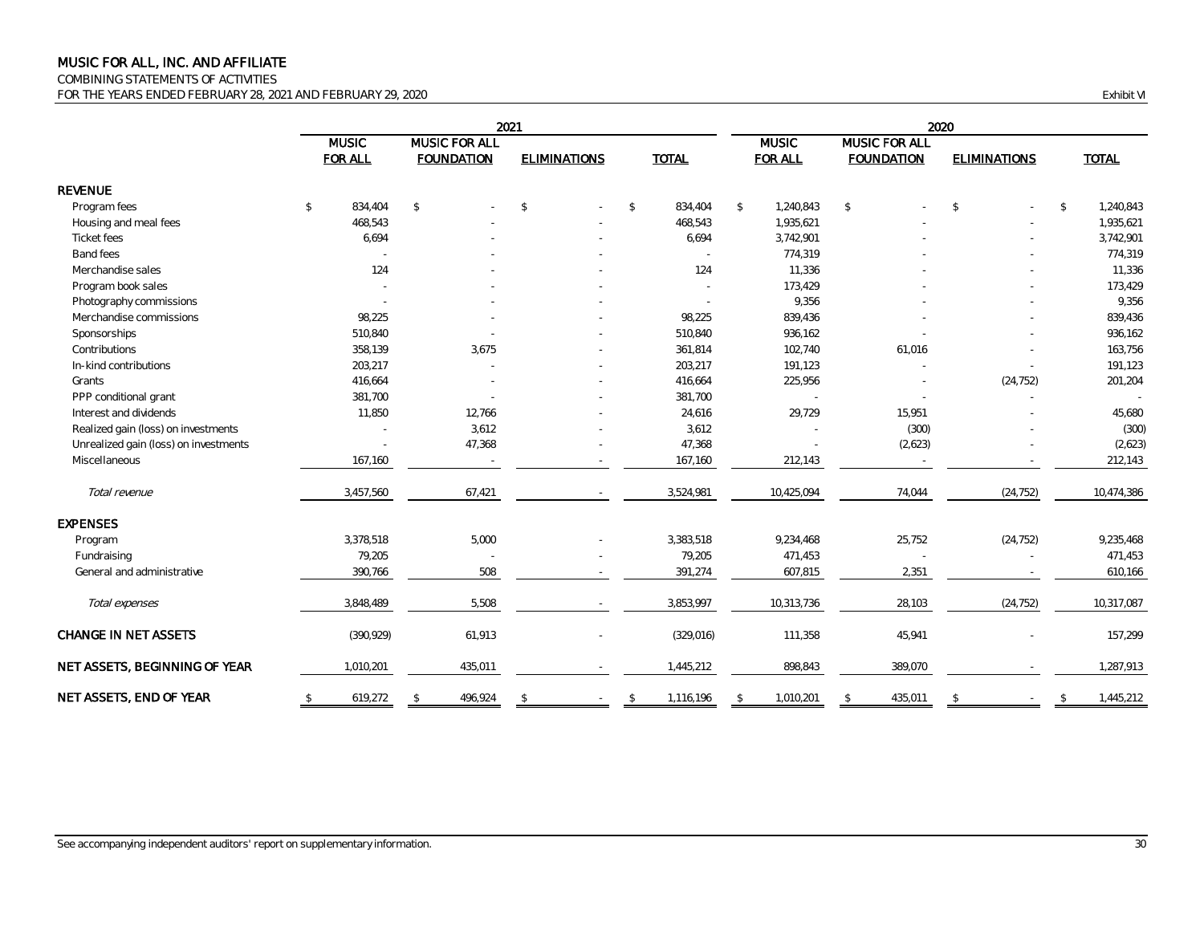# MUSIC FOR ALL, INC. AND AFFILIATE

COMBINING STATEMENTS OF ACTIVITIES

FOR THE YEARS ENDED FEBRUARY 28, 2021 AND FEBRUARY 29, 2020

Exhibit VI

| | 2021 | | | | 2020 | | | |
|---|---|---|---|---|---|---|---|---|
| | MUSIC FOR ALL | MUSIC FOR ALL FOUNDATION | ELIMINATIONS | TOTAL | MUSIC FOR ALL | MUSIC FOR ALL FOUNDATION | ELIMINATIONS | TOTAL |
| **REVENUE** | | | | | | | | |
| Program fees | $ 834,404 | $ - | $ - | $ 834,404 | $ 1,240,843 | $ - | $ - | $ 1,240,843 |
| Housing and meal fees | 468,543 | - | - | 468,543 | 1,935,621 | - | - | 1,935,621 |
| Ticket fees | 6,694 | - | - | 6,694 | 3,742,901 | - | - | 3,742,901 |
| Band fees | - | - | - | - | 774,319 | - | - | 774,319 |
| Merchandise sales | 124 | - | - | 124 | 11,336 | - | - | 11,336 |
| Program book sales | - | - | - | - | 173,429 | - | - | 173,429 |
| Photography commissions | - | - | - | - | 9,356 | - | - | 9,356 |
| Merchandise commissions | 98,225 | - | - | 98,225 | 839,436 | - | - | 839,436 |
| Sponsorships | 510,840 | - | - | 510,840 | 936,162 | - | - | 936,162 |
| Contributions | 358,139 | 3,675 | - | 361,814 | 102,740 | 61,016 | - | 163,756 |
| In-kind contributions | 203,217 | - | - | 203,217 | 191,123 | - | - | 191,123 |
| Grants | 416,664 | - | - | 416,664 | 225,956 | - | (24,752) | 201,204 |
| PPP conditional grant | 381,700 | - | - | 381,700 | - | - | - | - |
| Interest and dividends | 11,850 | 12,766 | - | 24,616 | 29,729 | 15,951 | - | 45,680 |
| Realized gain (loss) on investments | - | 3,612 | - | 3,612 | - | (300) | - | (300) |
| Unrealized gain (loss) on investments | - | 47,368 | - | 47,368 | - | (2,623) | - | (2,623) |
| Miscellaneous | 167,160 | - | - | 167,160 | 212,143 | - | - | 212,143 |
| *Total revenue* | 3,457,560 | 67,421 | - | 3,524,981 | 10,425,094 | 74,044 | (24,752) | 10,474,386 |
| **EXPENSES** | | | | | | | | |
| Program | 3,378,518 | 5,000 | - | 3,383,518 | 9,234,468 | 25,752 | (24,752) | 9,235,468 |
| Fundraising | 79,205 | - | - | 79,205 | 471,453 | - | - | 471,453 |
| General and administrative | 390,766 | 508 | - | 391,274 | 607,815 | 2,351 | - | 610,166 |
| *Total expenses* | 3,848,489 | 5,508 | - | 3,853,997 | 10,313,736 | 28,103 | (24,752) | 10,317,087 |
| **CHANGE IN NET ASSETS** | (390,929) | 61,913 | - | (329,016) | 111,358 | 45,941 | - | 157,299 |
| **NET ASSETS, BEGINNING OF YEAR** | 1,010,201 | 435,011 | - | 1,445,212 | 898,843 | 389,070 | - | 1,287,913 |
| **NET ASSETS, END OF YEAR** | $ 619,272 | $ 496,924 | $ - | $ 1,116,196 | $ 1,010,201 | $ 435,011 | $ - | $ 1,445,212 |

See accompanying independent auditors' report on supplementary information.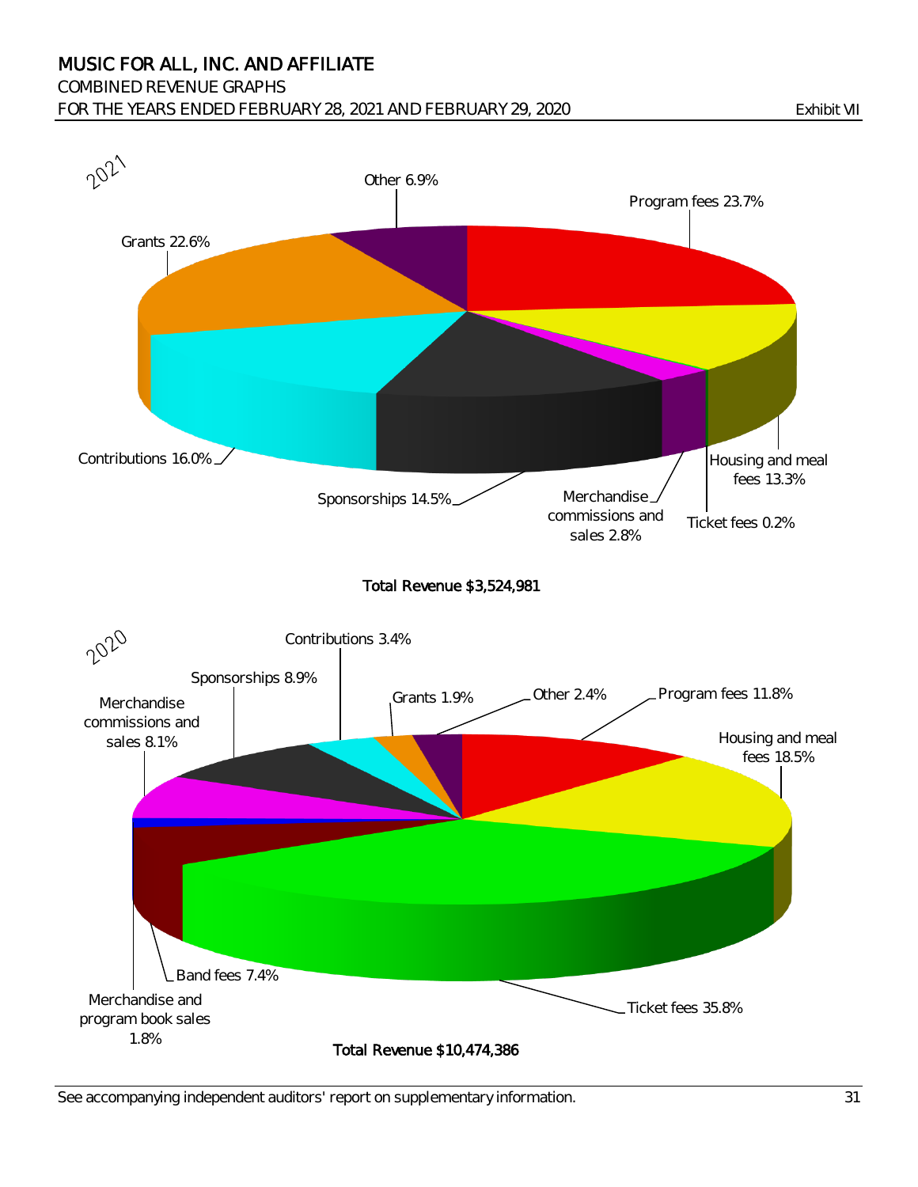# MUSIC FOR ALL, INC. AND AFFILIATE

## COMBINED REVENUE GRAPHS

## FOR THE YEARS ENDED FEBRUARY 28, 2021 AND FEBRUARY 29, 2020

Exhibit VII

2021

Other 6.9%

Program fees 23.7%

Grants 22.6%

Contributions 16.0%

Sponsorships 14.5%

Merchandise commissions and sales 2.8%

Housing and meal fees 13.3%

Ticket fees 0.2%

**Total Revenue $3,524,981**

2020

Contributions 3.4%

Sponsorships 8.9%

Merchandise commissions and sales 8.1%

Grants 1.9%

Other 2.4%

Program fees 11.8%

Housing and meal fees 18.5%

Band fees 7.4%

Merchandise and program book sales 1.8%

Ticket fees 35.8%

**Total Revenue $10,474,386**

See accompanying independent auditors' report on supplementary information.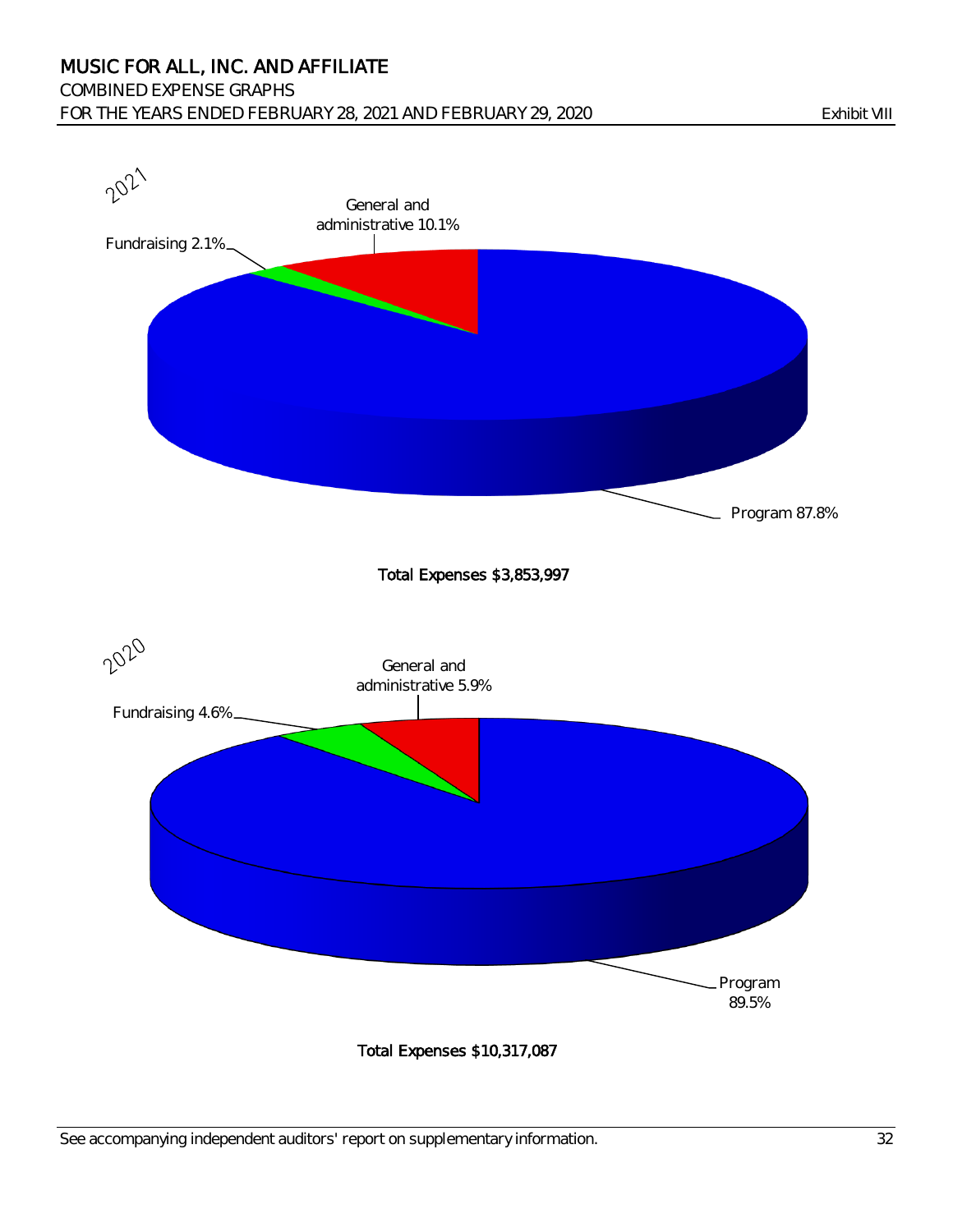# MUSIC FOR ALL, INC. AND AFFILIATE

## COMBINED EXPENSE GRAPHS

## FOR THE YEARS ENDED FEBRUARY 28, 2021 AND FEBRUARY 29, 2020

Exhibit VIII

2021

General and administrative 10.1%

Fundraising 2.1%

Program 87.8%

**Total Expenses $3,853,997**

2020

General and administrative 5.9%

Fundraising 4.6%

Program 89.5%

**Total Expenses $10,317,087**

See accompanying independent auditors' report on supplementary information.